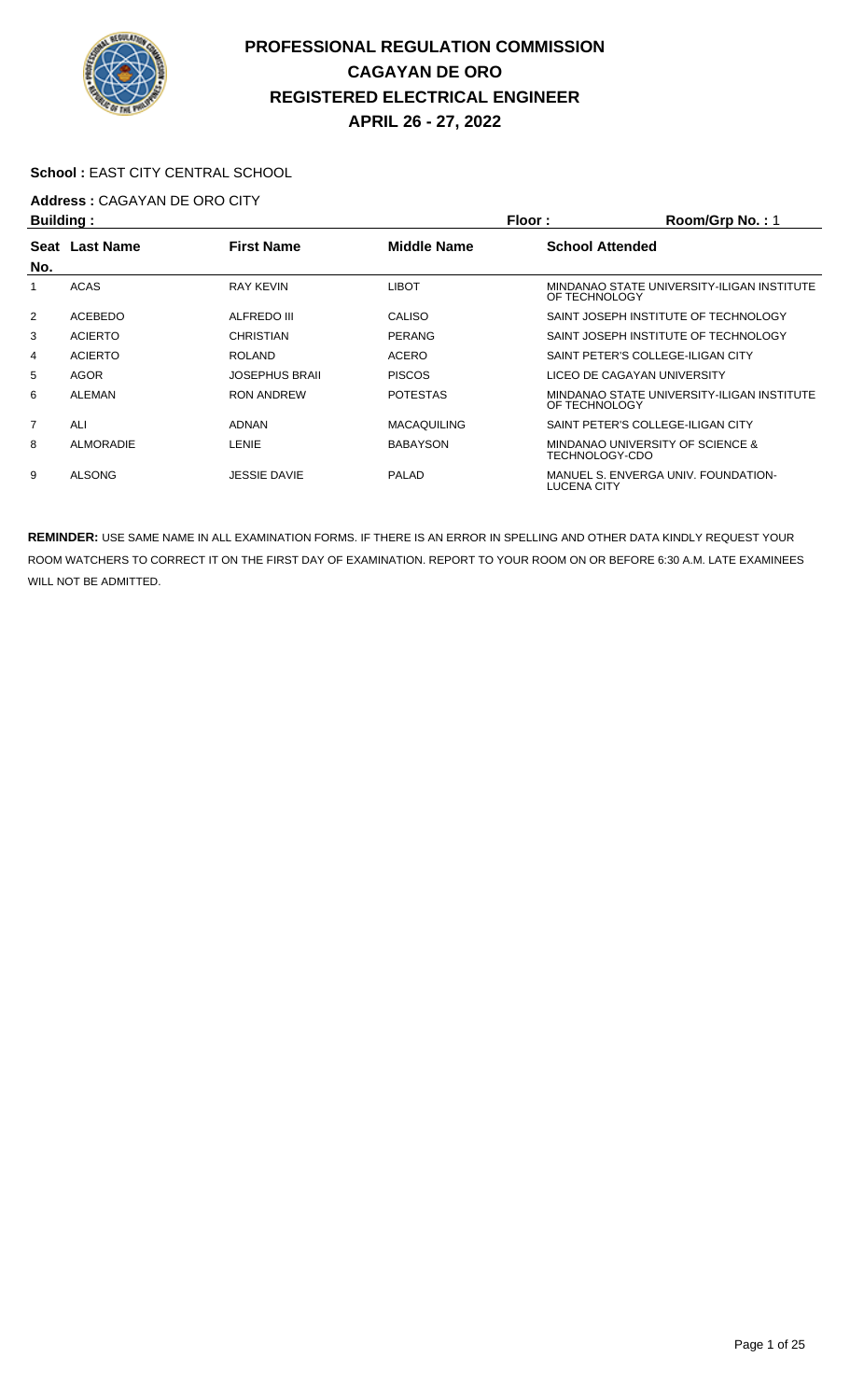# PROFESSIONAL REGULATION COMMISSION
## CAGAYAN DE ORO
## REGISTERED ELECTRICAL ENGINEER
## APRIL 26 - 27, 2022

**School :** EAST CITY CENTRAL SCHOOL

**Address :** CAGAYAN DE ORO CITY

**Building :** **Floor :** **Room/Grp No. :** 1

| Seat No. | Last Name | First Name | Middle Name | School Attended |
|---|---|---|---|---|
| 1 | ACAS | RAY KEVIN | LIBOT | MINDANAO STATE UNIVERSITY-ILIGAN INSTITUTE OF TECHNOLOGY |
| 2 | ACEBEDO | ALFREDO III | CALISO | SAINT JOSEPH INSTITUTE OF TECHNOLOGY |
| 3 | ACIERTO | CHRISTIAN | PERANG | SAINT JOSEPH INSTITUTE OF TECHNOLOGY |
| 4 | ACIERTO | ROLAND | ACERO | SAINT PETER'S COLLEGE-ILIGAN CITY |
| 5 | AGOR | JOSEPHUS BRAII | PISCOS | LICEO DE CAGAYAN UNIVERSITY |
| 6 | ALEMAN | RON ANDREW | POTESTAS | MINDANAO STATE UNIVERSITY-ILIGAN INSTITUTE OF TECHNOLOGY |
| 7 | ALI | ADNAN | MACAQUILING | SAINT PETER'S COLLEGE-ILIGAN CITY |
| 8 | ALMORADIE | LENIE | BABAYSON | MINDANAO UNIVERSITY OF SCIENCE & TECHNOLOGY-CDO |
| 9 | ALSONG | JESSIE DAVIE | PALAD | MANUEL S. ENVERGA UNIV. FOUNDATION-LUCENA CITY |

**REMINDER:** USE SAME NAME IN ALL EXAMINATION FORMS. IF THERE IS AN ERROR IN SPELLING AND OTHER DATA KINDLY REQUEST YOUR ROOM WATCHERS TO CORRECT IT ON THE FIRST DAY OF EXAMINATION. REPORT TO YOUR ROOM ON OR BEFORE 6:30 A.M. LATE EXAMINEES WILL NOT BE ADMITTED.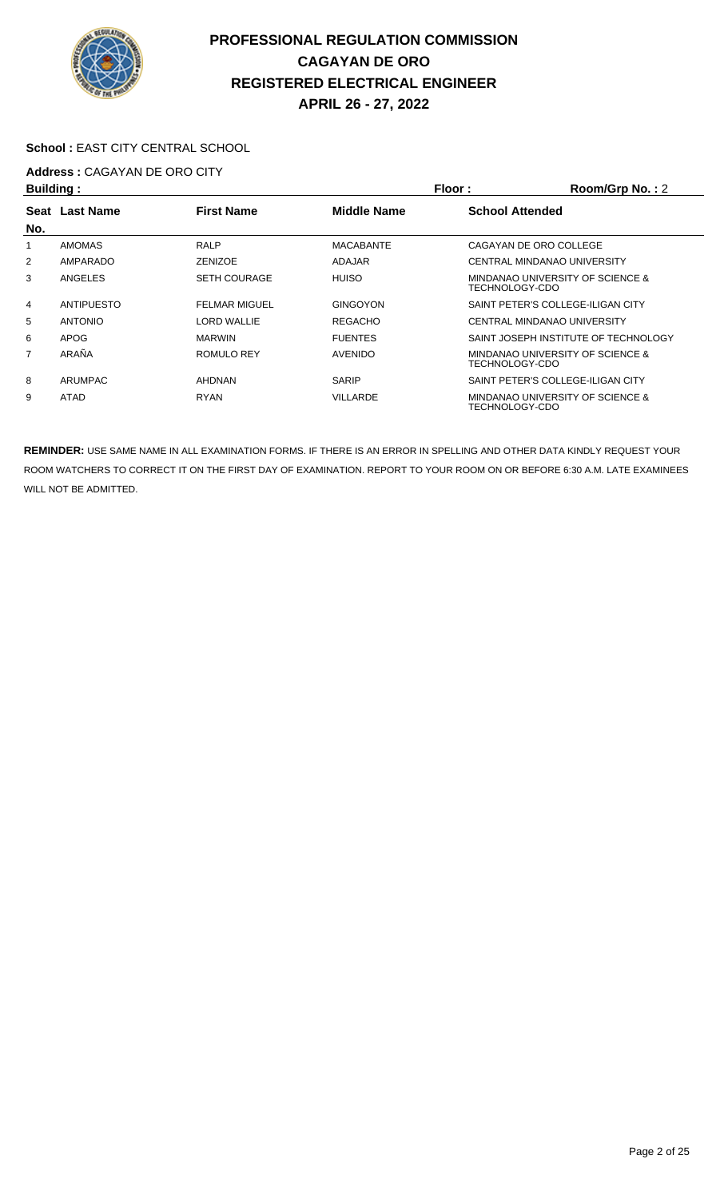# PROFESSIONAL REGULATION COMMISSION
# CAGAYAN DE ORO
# REGISTERED ELECTRICAL ENGINEER
# APRIL 26 - 27, 2022

**School :** EAST CITY CENTRAL SCHOOL

**Address :** CAGAYAN DE ORO CITY

**Building :** **Floor :** **Room/Grp No. :** 2

| Seat No. | Last Name | First Name | Middle Name | School Attended |
|---|---|---|---|---|
| 1 | AMOMAS | RALP | MACABANTE | CAGAYAN DE ORO COLLEGE |
| 2 | AMPARADO | ZENIZOE | ADAJAR | CENTRAL MINDANAO UNIVERSITY |
| 3 | ANGELES | SETH COURAGE | HUISO | MINDANAO UNIVERSITY OF SCIENCE & TECHNOLOGY-CDO |
| 4 | ANTIPUESTO | FELMAR MIGUEL | GINGOYON | SAINT PETER'S COLLEGE-ILIGAN CITY |
| 5 | ANTONIO | LORD WALLIE | REGACHO | CENTRAL MINDANAO UNIVERSITY |
| 6 | APOG | MARWIN | FUENTES | SAINT JOSEPH INSTITUTE OF TECHNOLOGY |
| 7 | ARAÑA | ROMULO REY | AVENIDO | MINDANAO UNIVERSITY OF SCIENCE & TECHNOLOGY-CDO |
| 8 | ARUMPAC | AHDNAN | SARIP | SAINT PETER'S COLLEGE-ILIGAN CITY |
| 9 | ATAD | RYAN | VILLARDE | MINDANAO UNIVERSITY OF SCIENCE & TECHNOLOGY-CDO |

**REMINDER:** USE SAME NAME IN ALL EXAMINATION FORMS. IF THERE IS AN ERROR IN SPELLING AND OTHER DATA KINDLY REQUEST YOUR ROOM WATCHERS TO CORRECT IT ON THE FIRST DAY OF EXAMINATION. REPORT TO YOUR ROOM ON OR BEFORE 6:30 A.M. LATE EXAMINEES WILL NOT BE ADMITTED.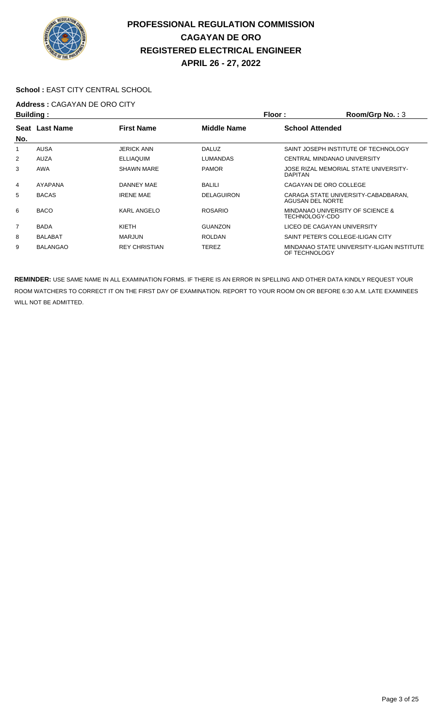# PROFESSIONAL REGULATION COMMISSION
## CAGAYAN DE ORO
## REGISTERED ELECTRICAL ENGINEER
## APRIL 26 - 27, 2022

**School :** EAST CITY CENTRAL SCHOOL

**Address :** CAGAYAN DE ORO CITY

**Building :** **Floor :** **Room/Grp No. :** 3

| Seat No. | Last Name | First Name | Middle Name | School Attended |
|---|---|---|---|---|
| 1 | AUSA | JERICK ANN | DALUZ | SAINT JOSEPH INSTITUTE OF TECHNOLOGY |
| 2 | AUZA | ELLIAQUIM | LUMANDAS | CENTRAL MINDANAO UNIVERSITY |
| 3 | AWA | SHAWN MARE | PAMOR | JOSE RIZAL MEMORIAL STATE UNIVERSITY-DAPITAN |
| 4 | AYAPANA | DANNEY MAE | BALILI | CAGAYAN DE ORO COLLEGE |
| 5 | BACAS | IRENE MAE | DELAGUIRON | CARAGA STATE UNIVERSITY-CABADBARAN, AGUSAN DEL NORTE |
| 6 | BACO | KARL ANGELO | ROSARIO | MINDANAO UNIVERSITY OF SCIENCE & TECHNOLOGY-CDO |
| 7 | BADA | KIETH | GUANZON | LICEO DE CAGAYAN UNIVERSITY |
| 8 | BALABAT | MARJUN | ROLDAN | SAINT PETER'S COLLEGE-ILIGAN CITY |
| 9 | BALANGAO | REY CHRISTIAN | TEREZ | MINDANAO STATE UNIVERSITY-ILIGAN INSTITUTE OF TECHNOLOGY |

**REMINDER:** USE SAME NAME IN ALL EXAMINATION FORMS. IF THERE IS AN ERROR IN SPELLING AND OTHER DATA KINDLY REQUEST YOUR ROOM WATCHERS TO CORRECT IT ON THE FIRST DAY OF EXAMINATION. REPORT TO YOUR ROOM ON OR BEFORE 6:30 A.M. LATE EXAMINEES WILL NOT BE ADMITTED.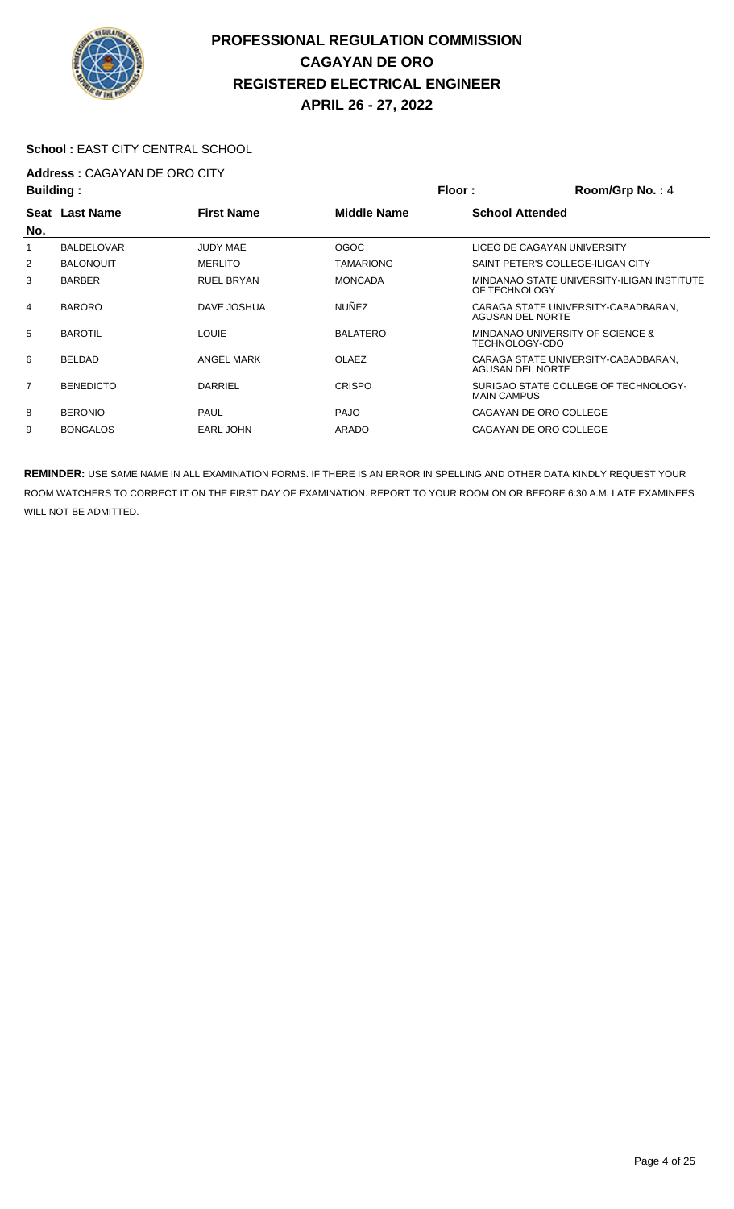# PROFESSIONAL REGULATION COMMISSION
## CAGAYAN DE ORO
## REGISTERED ELECTRICAL ENGINEER
## APRIL 26 - 27, 2022

**School :** EAST CITY CENTRAL SCHOOL

**Address :** CAGAYAN DE ORO CITY

**Building :** **Floor :** **Room/Grp No. :** 4

| Seat No. | Last Name | First Name | Middle Name | School Attended |
|---|---|---|---|---|
| 1 | BALDELOVAR | JUDY MAE | OGOC | LICEO DE CAGAYAN UNIVERSITY |
| 2 | BALONQUIT | MERLITO | TAMARIONG | SAINT PETER'S COLLEGE-ILIGAN CITY |
| 3 | BARBER | RUEL BRYAN | MONCADA | MINDANAO STATE UNIVERSITY-ILIGAN INSTITUTE OF TECHNOLOGY |
| 4 | BARORO | DAVE JOSHUA | NUÑEZ | CARAGA STATE UNIVERSITY-CABADBARAN, AGUSAN DEL NORTE |
| 5 | BAROTIL | LOUIE | BALATERO | MINDANAO UNIVERSITY OF SCIENCE & TECHNOLOGY-CDO |
| 6 | BELDAD | ANGEL MARK | OLAEZ | CARAGA STATE UNIVERSITY-CABADBARAN, AGUSAN DEL NORTE |
| 7 | BENEDICTO | DARRIEL | CRISPO | SURIGAO STATE COLLEGE OF TECHNOLOGY-MAIN CAMPUS |
| 8 | BERONIO | PAUL | PAJO | CAGAYAN DE ORO COLLEGE |
| 9 | BONGALOS | EARL JOHN | ARADO | CAGAYAN DE ORO COLLEGE |

**REMINDER:** USE SAME NAME IN ALL EXAMINATION FORMS. IF THERE IS AN ERROR IN SPELLING AND OTHER DATA KINDLY REQUEST YOUR ROOM WATCHERS TO CORRECT IT ON THE FIRST DAY OF EXAMINATION. REPORT TO YOUR ROOM ON OR BEFORE 6:30 A.M. LATE EXAMINEES WILL NOT BE ADMITTED.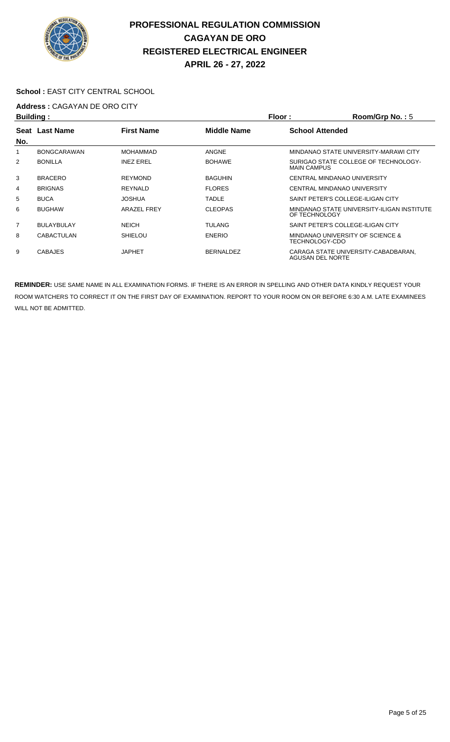# PROFESSIONAL REGULATION COMMISSION
# CAGAYAN DE ORO
# REGISTERED ELECTRICAL ENGINEER
# APRIL 26 - 27, 2022

**School :** EAST CITY CENTRAL SCHOOL

**Address :** CAGAYAN DE ORO CITY

**Building :** **Floor :** **Room/Grp No. :** 5

| Seat No. | Last Name | First Name | Middle Name | School Attended |
|---|---|---|---|---|
| 1 | BONGCARAWAN | MOHAMMAD | ANGNE | MINDANAO STATE UNIVERSITY-MARAWI CITY |
| 2 | BONILLA | INEZ EREL | BOHAWE | SURIGAO STATE COLLEGE OF TECHNOLOGY-MAIN CAMPUS |
| 3 | BRACERO | REYMOND | BAGUHIN | CENTRAL MINDANAO UNIVERSITY |
| 4 | BRIGNAS | REYNALD | FLORES | CENTRAL MINDANAO UNIVERSITY |
| 5 | BUCA | JOSHUA | TADLE | SAINT PETER'S COLLEGE-ILIGAN CITY |
| 6 | BUGHAW | ARAZEL FREY | CLEOPAS | MINDANAO STATE UNIVERSITY-ILIGAN INSTITUTE OF TECHNOLOGY |
| 7 | BULAYBULAY | NEICH | TULANG | SAINT PETER'S COLLEGE-ILIGAN CITY |
| 8 | CABACTULAN | SHIELOU | ENERIO | MINDANAO UNIVERSITY OF SCIENCE & TECHNOLOGY-CDO |
| 9 | CABAJES | JAPHET | BERNALDEZ | CARAGA STATE UNIVERSITY-CABADBARAN, AGUSAN DEL NORTE |

**REMINDER:** USE SAME NAME IN ALL EXAMINATION FORMS. IF THERE IS AN ERROR IN SPELLING AND OTHER DATA KINDLY REQUEST YOUR ROOM WATCHERS TO CORRECT IT ON THE FIRST DAY OF EXAMINATION. REPORT TO YOUR ROOM ON OR BEFORE 6:30 A.M. LATE EXAMINEES WILL NOT BE ADMITTED.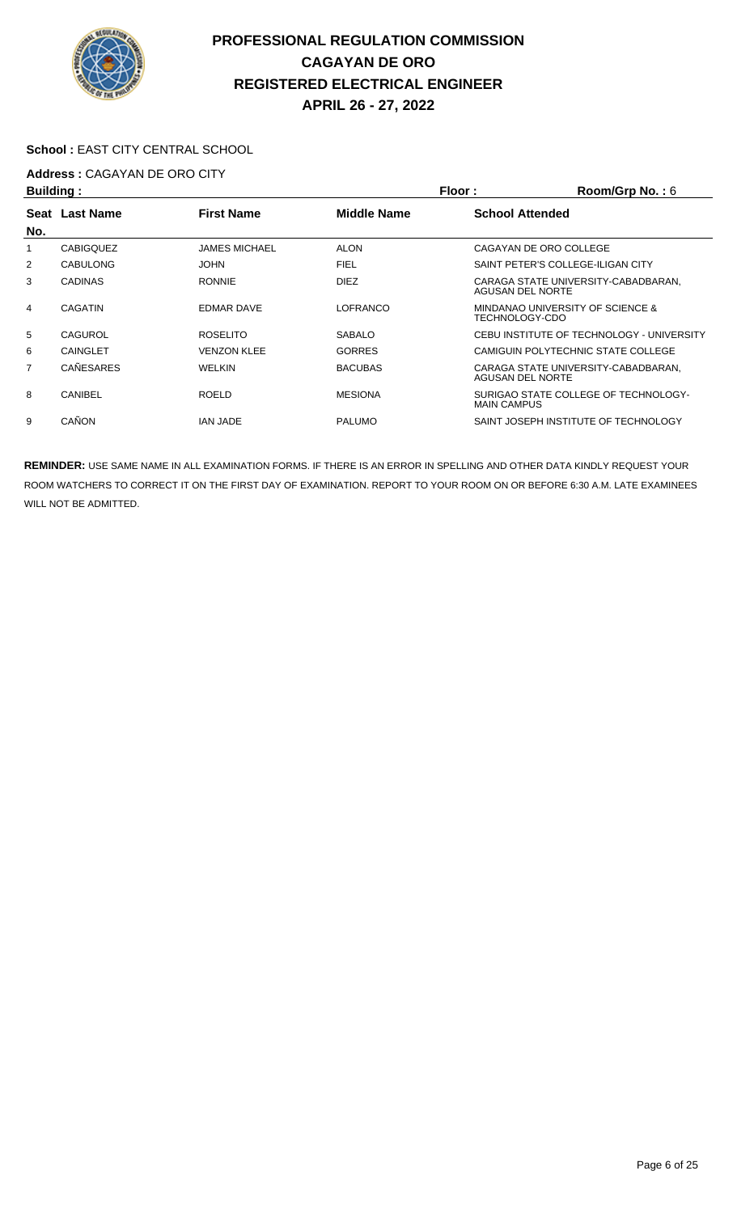# PROFESSIONAL REGULATION COMMISSION
# CAGAYAN DE ORO
# REGISTERED ELECTRICAL ENGINEER
# APRIL 26 - 27, 2022

**School :** EAST CITY CENTRAL SCHOOL

**Address :** CAGAYAN DE ORO CITY

**Building :** **Floor :** **Room/Grp No. :** 6

| Seat No. | Last Name | First Name | Middle Name | School Attended |
|---|---|---|---|---|
| 1 | CABIGQUEZ | JAMES MICHAEL | ALON | CAGAYAN DE ORO COLLEGE |
| 2 | CABULONG | JOHN | FIEL | SAINT PETER'S COLLEGE-ILIGAN CITY |
| 3 | CADINAS | RONNIE | DIEZ | CARAGA STATE UNIVERSITY-CABADBARAN, AGUSAN DEL NORTE |
| 4 | CAGATIN | EDMAR DAVE | LOFRANCO | MINDANAO UNIVERSITY OF SCIENCE & TECHNOLOGY-CDO |
| 5 | CAGUROL | ROSELITO | SABALO | CEBU INSTITUTE OF TECHNOLOGY - UNIVERSITY |
| 6 | CAINGLET | VENZON KLEE | GORRES | CAMIGUIN POLYTECHNIC STATE COLLEGE |
| 7 | CAÑESARES | WELKIN | BACUBAS | CARAGA STATE UNIVERSITY-CABADBARAN, AGUSAN DEL NORTE |
| 8 | CANIBEL | ROELD | MESIONA | SURIGAO STATE COLLEGE OF TECHNOLOGY-MAIN CAMPUS |
| 9 | CAÑON | IAN JADE | PALUMO | SAINT JOSEPH INSTITUTE OF TECHNOLOGY |

**REMINDER:** USE SAME NAME IN ALL EXAMINATION FORMS. IF THERE IS AN ERROR IN SPELLING AND OTHER DATA KINDLY REQUEST YOUR ROOM WATCHERS TO CORRECT IT ON THE FIRST DAY OF EXAMINATION. REPORT TO YOUR ROOM ON OR BEFORE 6:30 A.M. LATE EXAMINEES WILL NOT BE ADMITTED.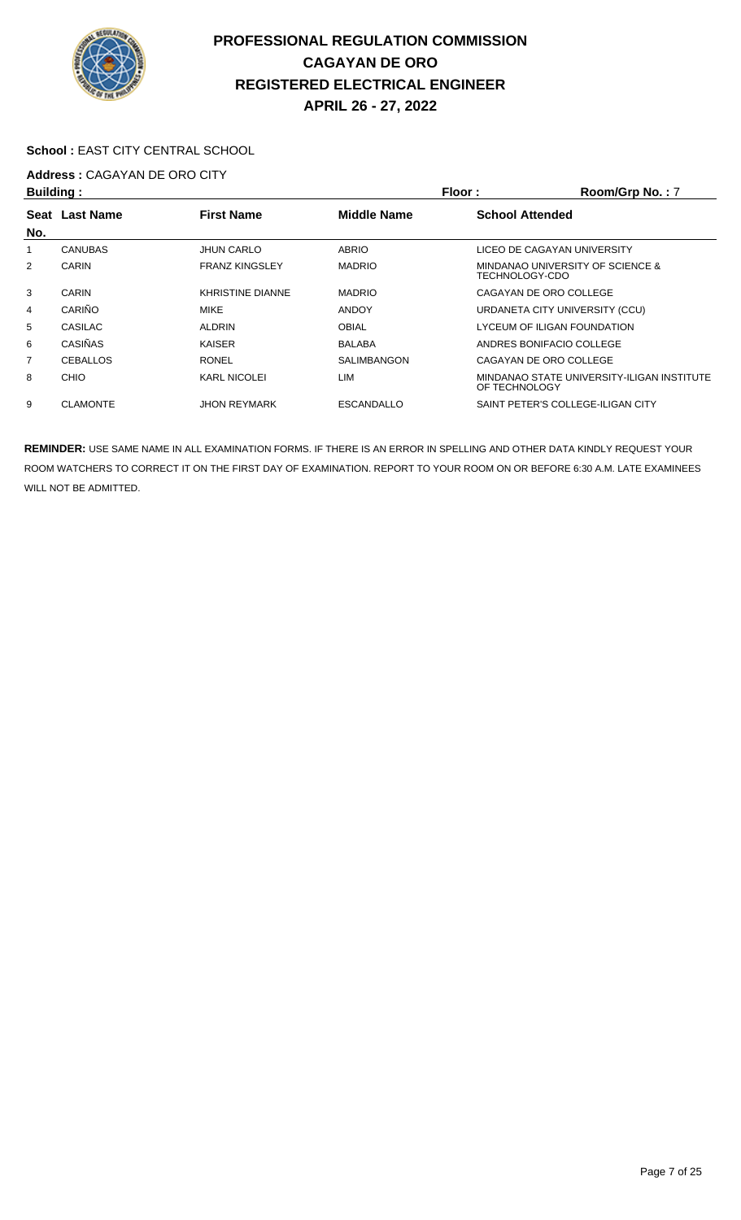# PROFESSIONAL REGULATION COMMISSION
## CAGAYAN DE ORO
## REGISTERED ELECTRICAL ENGINEER
## APRIL 26 - 27, 2022

**School :** EAST CITY CENTRAL SCHOOL

**Address :** CAGAYAN DE ORO CITY

**Building :** **Floor :** **Room/Grp No. :** 7

| Seat No. | Last Name | First Name | Middle Name | School Attended |
|---|---|---|---|---|
| 1 | CANUBAS | JHUN CARLO | ABRIO | LICEO DE CAGAYAN UNIVERSITY |
| 2 | CARIN | FRANZ KINGSLEY | MADRIO | MINDANAO UNIVERSITY OF SCIENCE & TECHNOLOGY-CDO |
| 3 | CARIN | KHRISTINE DIANNE | MADRIO | CAGAYAN DE ORO COLLEGE |
| 4 | CARIÑO | MIKE | ANDOY | URDANETA CITY UNIVERSITY (CCU) |
| 5 | CASILAC | ALDRIN | OBIAL | LYCEUM OF ILIGAN FOUNDATION |
| 6 | CASIÑAS | KAISER | BALABA | ANDRES BONIFACIO COLLEGE |
| 7 | CEBALLOS | RONEL | SALIMBANGON | CAGAYAN DE ORO COLLEGE |
| 8 | CHIO | KARL NICOLEI | LIM | MINDANAO STATE UNIVERSITY-ILIGAN INSTITUTE OF TECHNOLOGY |
| 9 | CLAMONTE | JHON REYMARK | ESCANDALLO | SAINT PETER'S COLLEGE-ILIGAN CITY |

**REMINDER:** USE SAME NAME IN ALL EXAMINATION FORMS. IF THERE IS AN ERROR IN SPELLING AND OTHER DATA KINDLY REQUEST YOUR ROOM WATCHERS TO CORRECT IT ON THE FIRST DAY OF EXAMINATION. REPORT TO YOUR ROOM ON OR BEFORE 6:30 A.M. LATE EXAMINEES WILL NOT BE ADMITTED.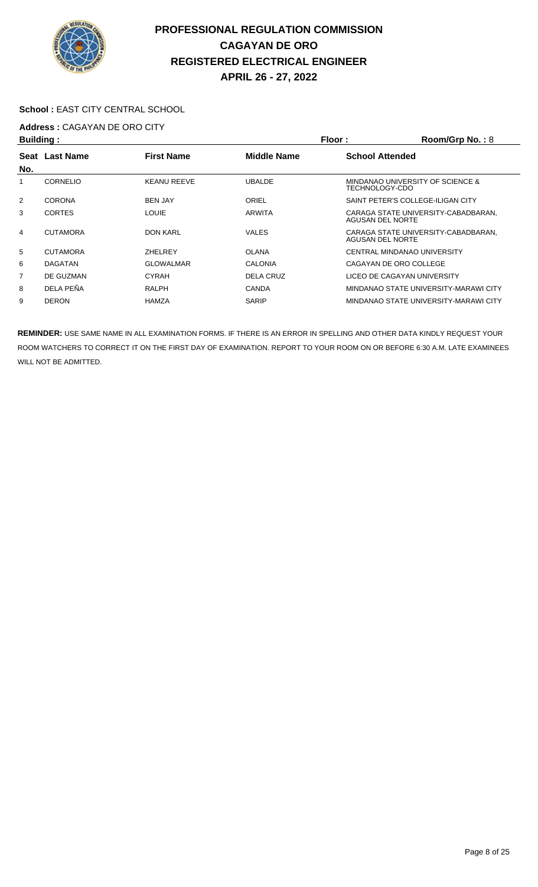# PROFESSIONAL REGULATION COMMISSION
# CAGAYAN DE ORO
# REGISTERED ELECTRICAL ENGINEER
# APRIL 26 - 27, 2022

**School :** EAST CITY CENTRAL SCHOOL

**Address :** CAGAYAN DE ORO CITY

**Building :** **Floor :** **Room/Grp No. :** 8

| Seat No. | Last Name | First Name | Middle Name | School Attended |
|---|---|---|---|---|
| 1 | CORNELIO | KEANU REEVE | UBALDE | MINDANAO UNIVERSITY OF SCIENCE & TECHNOLOGY-CDO |
| 2 | CORONA | BEN JAY | ORIEL | SAINT PETER'S COLLEGE-ILIGAN CITY |
| 3 | CORTES | LOUIE | ARWITA | CARAGA STATE UNIVERSITY-CABADBARAN, AGUSAN DEL NORTE |
| 4 | CUTAMORA | DON KARL | VALES | CARAGA STATE UNIVERSITY-CABADBARAN, AGUSAN DEL NORTE |
| 5 | CUTAMORA | ZHELREY | OLANA | CENTRAL MINDANAO UNIVERSITY |
| 6 | DAGATAN | GLOWALMAR | CALONIA | CAGAYAN DE ORO COLLEGE |
| 7 | DE GUZMAN | CYRAH | DELA CRUZ | LICEO DE CAGAYAN UNIVERSITY |
| 8 | DELA PEÑA | RALPH | CANDA | MINDANAO STATE UNIVERSITY-MARAWI CITY |
| 9 | DERON | HAMZA | SARIP | MINDANAO STATE UNIVERSITY-MARAWI CITY |

**REMINDER:** USE SAME NAME IN ALL EXAMINATION FORMS. IF THERE IS AN ERROR IN SPELLING AND OTHER DATA KINDLY REQUEST YOUR ROOM WATCHERS TO CORRECT IT ON THE FIRST DAY OF EXAMINATION. REPORT TO YOUR ROOM ON OR BEFORE 6:30 A.M. LATE EXAMINEES WILL NOT BE ADMITTED.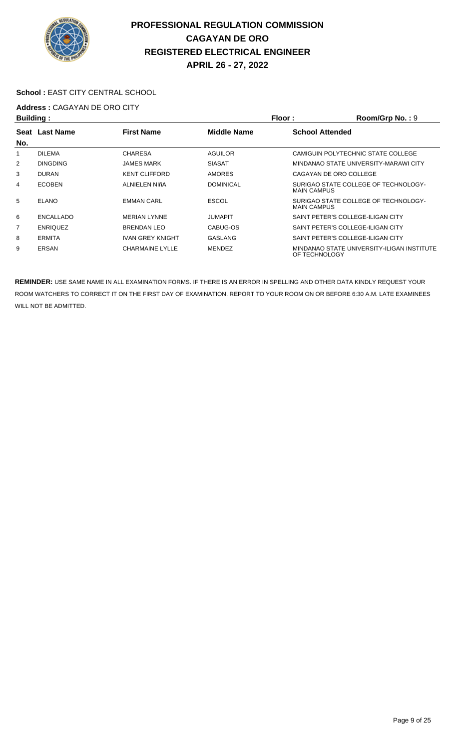# PROFESSIONAL REGULATION COMMISSION
# CAGAYAN DE ORO
# REGISTERED ELECTRICAL ENGINEER
# APRIL 26 - 27, 2022

**School :** EAST CITY CENTRAL SCHOOL

**Address :** CAGAYAN DE ORO CITY

**Building :** **Floor :** **Room/Grp No. :** 9

| Seat No. | Last Name | First Name | Middle Name | School Attended |
|---|---|---|---|---|
| 1 | DILEMA | CHARESA | AGUILOR | CAMIGUIN POLYTECHNIC STATE COLLEGE |
| 2 | DINGDING | JAMES MARK | SIASAT | MINDANAO STATE UNIVERSITY-MARAWI CITY |
| 3 | DURAN | KENT CLIFFORD | AMORES | CAGAYAN DE ORO COLLEGE |
| 4 | ECOBEN | ALNIELEN NIñA | DOMINICAL | SURIGAO STATE COLLEGE OF TECHNOLOGY-MAIN CAMPUS |
| 5 | ELANO | EMMAN CARL | ESCOL | SURIGAO STATE COLLEGE OF TECHNOLOGY-MAIN CAMPUS |
| 6 | ENCALLADO | MERIAN LYNNE | JUMAPIT | SAINT PETER'S COLLEGE-ILIGAN CITY |
| 7 | ENRIQUEZ | BRENDAN LEO | CABUG-OS | SAINT PETER'S COLLEGE-ILIGAN CITY |
| 8 | ERMITA | IVAN GREY KNIGHT | GASLANG | SAINT PETER'S COLLEGE-ILIGAN CITY |
| 9 | ERSAN | CHARMAINE LYLLE | MENDEZ | MINDANAO STATE UNIVERSITY-ILIGAN INSTITUTE OF TECHNOLOGY |

**REMINDER:** USE SAME NAME IN ALL EXAMINATION FORMS. IF THERE IS AN ERROR IN SPELLING AND OTHER DATA KINDLY REQUEST YOUR ROOM WATCHERS TO CORRECT IT ON THE FIRST DAY OF EXAMINATION. REPORT TO YOUR ROOM ON OR BEFORE 6:30 A.M. LATE EXAMINEES WILL NOT BE ADMITTED.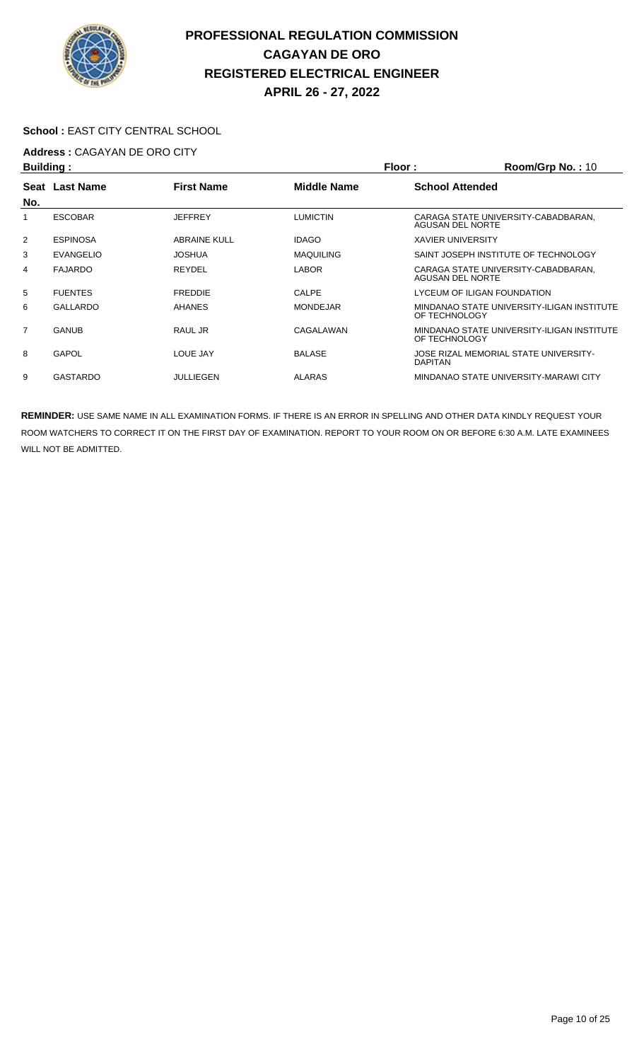# PROFESSIONAL REGULATION COMMISSION
# CAGAYAN DE ORO
# REGISTERED ELECTRICAL ENGINEER
# APRIL 26 - 27, 2022

**School :** EAST CITY CENTRAL SCHOOL

**Address :** CAGAYAN DE ORO CITY

**Building :** **Floor :** **Room/Grp No. :** 10

| Seat No. | Last Name | First Name | Middle Name | School Attended |
|---|---|---|---|---|
| 1 | ESCOBAR | JEFFREY | LUMICTIN | CARAGA STATE UNIVERSITY-CABADBARAN, AGUSAN DEL NORTE |
| 2 | ESPINOSA | ABRAINE KULL | IDAGO | XAVIER UNIVERSITY |
| 3 | EVANGELIO | JOSHUA | MAQUILING | SAINT JOSEPH INSTITUTE OF TECHNOLOGY |
| 4 | FAJARDO | REYDEL | LABOR | CARAGA STATE UNIVERSITY-CABADBARAN, AGUSAN DEL NORTE |
| 5 | FUENTES | FREDDIE | CALPE | LYCEUM OF ILIGAN FOUNDATION |
| 6 | GALLARDO | AHANES | MONDEJAR | MINDANAO STATE UNIVERSITY-ILIGAN INSTITUTE OF TECHNOLOGY |
| 7 | GANUB | RAUL JR | CAGALAWAN | MINDANAO STATE UNIVERSITY-ILIGAN INSTITUTE OF TECHNOLOGY |
| 8 | GAPOL | LOUE JAY | BALASE | JOSE RIZAL MEMORIAL STATE UNIVERSITY-DAPITAN |
| 9 | GASTARDO | JULLIEGEN | ALARAS | MINDANAO STATE UNIVERSITY-MARAWI CITY |

**REMINDER:** USE SAME NAME IN ALL EXAMINATION FORMS. IF THERE IS AN ERROR IN SPELLING AND OTHER DATA KINDLY REQUEST YOUR ROOM WATCHERS TO CORRECT IT ON THE FIRST DAY OF EXAMINATION. REPORT TO YOUR ROOM ON OR BEFORE 6:30 A.M. LATE EXAMINEES WILL NOT BE ADMITTED.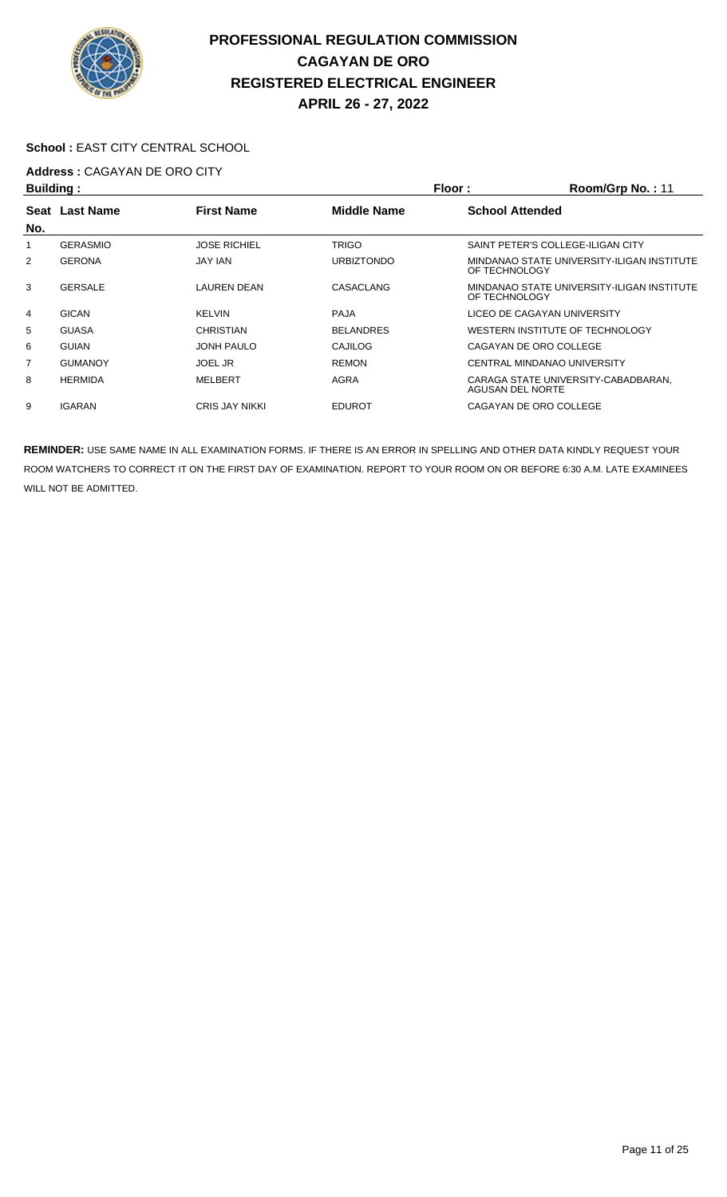# PROFESSIONAL REGULATION COMMISSION
# CAGAYAN DE ORO
# REGISTERED ELECTRICAL ENGINEER
# APRIL 26 - 27, 2022

**School :** EAST CITY CENTRAL SCHOOL

**Address :** CAGAYAN DE ORO CITY

**Building :** **Floor :** **Room/Grp No. :** 11

| Seat No. | Last Name | First Name | Middle Name | School Attended |
|---|---|---|---|---|
| 1 | GERASMIO | JOSE RICHIEL | TRIGO | SAINT PETER'S COLLEGE-ILIGAN CITY |
| 2 | GERONA | JAY IAN | URBIZTONDO | MINDANAO STATE UNIVERSITY-ILIGAN INSTITUTE OF TECHNOLOGY |
| 3 | GERSALE | LAUREN DEAN | CASACLANG | MINDANAO STATE UNIVERSITY-ILIGAN INSTITUTE OF TECHNOLOGY |
| 4 | GICAN | KELVIN | PAJA | LICEO DE CAGAYAN UNIVERSITY |
| 5 | GUASA | CHRISTIAN | BELANDRES | WESTERN INSTITUTE OF TECHNOLOGY |
| 6 | GUIAN | JONH PAULO | CAJILOG | CAGAYAN DE ORO COLLEGE |
| 7 | GUMANOY | JOEL JR | REMON | CENTRAL MINDANAO UNIVERSITY |
| 8 | HERMIDA | MELBERT | AGRA | CARAGA STATE UNIVERSITY-CABADBARAN, AGUSAN DEL NORTE |
| 9 | IGARAN | CRIS JAY NIKKI | EDUROT | CAGAYAN DE ORO COLLEGE |

**REMINDER:** USE SAME NAME IN ALL EXAMINATION FORMS. IF THERE IS AN ERROR IN SPELLING AND OTHER DATA KINDLY REQUEST YOUR ROOM WATCHERS TO CORRECT IT ON THE FIRST DAY OF EXAMINATION. REPORT TO YOUR ROOM ON OR BEFORE 6:30 A.M. LATE EXAMINEES WILL NOT BE ADMITTED.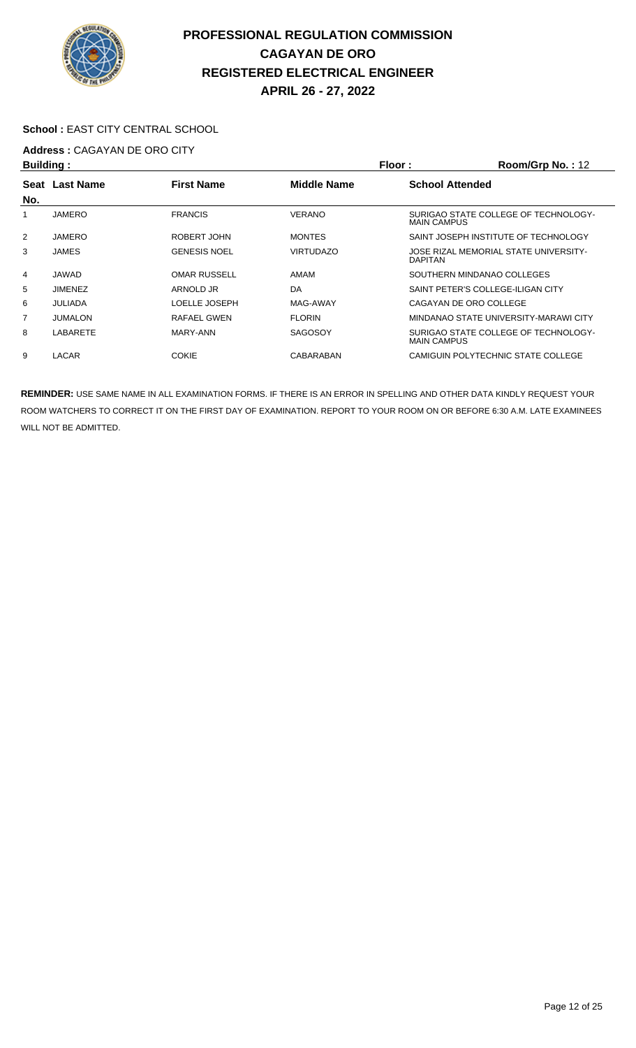# PROFESSIONAL REGULATION COMMISSION
# CAGAYAN DE ORO
# REGISTERED ELECTRICAL ENGINEER
# APRIL 26 - 27, 2022

**School :** EAST CITY CENTRAL SCHOOL

**Address :** CAGAYAN DE ORO CITY

**Building :** **Floor :** **Room/Grp No. :** 12

| Seat No. | Last Name | First Name | Middle Name | School Attended |
|---|---|---|---|---|
| 1 | JAMERO | FRANCIS | VERANO | SURIGAO STATE COLLEGE OF TECHNOLOGY-MAIN CAMPUS |
| 2 | JAMERO | ROBERT JOHN | MONTES | SAINT JOSEPH INSTITUTE OF TECHNOLOGY |
| 3 | JAMES | GENESIS NOEL | VIRTUDAZO | JOSE RIZAL MEMORIAL STATE UNIVERSITY-DAPITAN |
| 4 | JAWAD | OMAR RUSSELL | AMAM | SOUTHERN MINDANAO COLLEGES |
| 5 | JIMENEZ | ARNOLD JR | DA | SAINT PETER'S COLLEGE-ILIGAN CITY |
| 6 | JULIADA | LOELLE JOSEPH | MAG-AWAY | CAGAYAN DE ORO COLLEGE |
| 7 | JUMALON | RAFAEL GWEN | FLORIN | MINDANAO STATE UNIVERSITY-MARAWI CITY |
| 8 | LABARETE | MARY-ANN | SAGOSOY | SURIGAO STATE COLLEGE OF TECHNOLOGY-MAIN CAMPUS |
| 9 | LACAR | COKIE | CABARABAN | CAMIGUIN POLYTECHNIC STATE COLLEGE |

**REMINDER:** USE SAME NAME IN ALL EXAMINATION FORMS. IF THERE IS AN ERROR IN SPELLING AND OTHER DATA KINDLY REQUEST YOUR ROOM WATCHERS TO CORRECT IT ON THE FIRST DAY OF EXAMINATION. REPORT TO YOUR ROOM ON OR BEFORE 6:30 A.M. LATE EXAMINEES WILL NOT BE ADMITTED.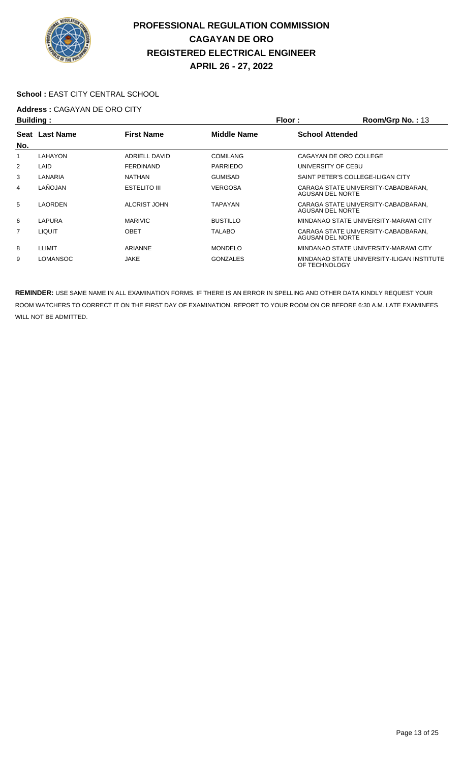# PROFESSIONAL REGULATION COMMISSION
# CAGAYAN DE ORO
# REGISTERED ELECTRICAL ENGINEER
# APRIL 26 - 27, 2022

**School :** EAST CITY CENTRAL SCHOOL

**Address :** CAGAYAN DE ORO CITY

**Building :** **Floor :** **Room/Grp No. :** 13

| Seat No. | Last Name | First Name | Middle Name | School Attended |
|---|---|---|---|---|
| 1 | LAHAYON | ADRIELL DAVID | COMILANG | CAGAYAN DE ORO COLLEGE |
| 2 | LAID | FERDINAND | PARRIEDO | UNIVERSITY OF CEBU |
| 3 | LANARIA | NATHAN | GUMISAD | SAINT PETER'S COLLEGE-ILIGAN CITY |
| 4 | LAÑOJAN | ESTELITO III | VERGOSA | CARAGA STATE UNIVERSITY-CABADBARAN, AGUSAN DEL NORTE |
| 5 | LAORDEN | ALCRIST JOHN | TAPAYAN | CARAGA STATE UNIVERSITY-CABADBARAN, AGUSAN DEL NORTE |
| 6 | LAPURA | MARIVIC | BUSTILLO | MINDANAO STATE UNIVERSITY-MARAWI CITY |
| 7 | LIQUIT | OBET | TALABO | CARAGA STATE UNIVERSITY-CABADBARAN, AGUSAN DEL NORTE |
| 8 | LLIMIT | ARIANNE | MONDELO | MINDANAO STATE UNIVERSITY-MARAWI CITY |
| 9 | LOMANSOC | JAKE | GONZALES | MINDANAO STATE UNIVERSITY-ILIGAN INSTITUTE OF TECHNOLOGY |

**REMINDER:** USE SAME NAME IN ALL EXAMINATION FORMS. IF THERE IS AN ERROR IN SPELLING AND OTHER DATA KINDLY REQUEST YOUR ROOM WATCHERS TO CORRECT IT ON THE FIRST DAY OF EXAMINATION. REPORT TO YOUR ROOM ON OR BEFORE 6:30 A.M. LATE EXAMINEES WILL NOT BE ADMITTED.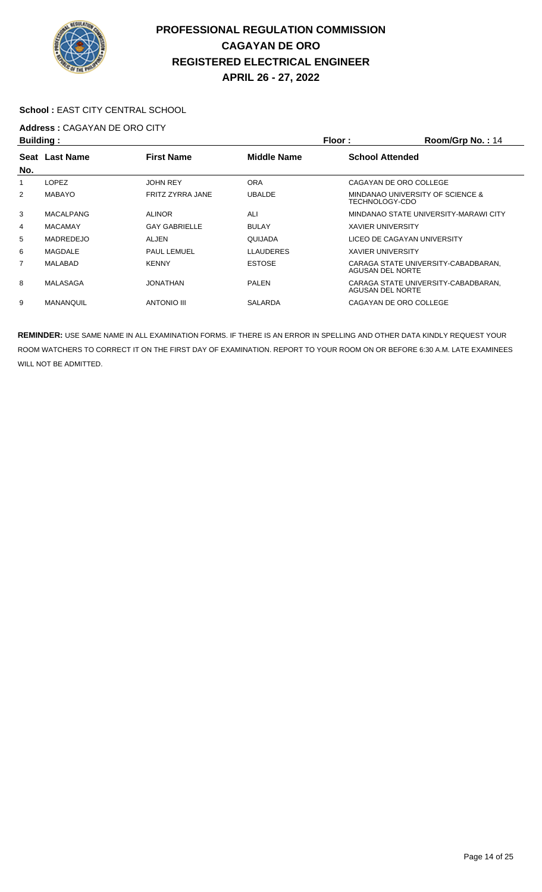# PROFESSIONAL REGULATION COMMISSION
## CAGAYAN DE ORO
## REGISTERED ELECTRICAL ENGINEER
## APRIL 26 - 27, 2022

**School :** EAST CITY CENTRAL SCHOOL

**Address :** CAGAYAN DE ORO CITY

**Building :** | **Floor :** | **Room/Grp No. :** 14

| Seat No. | Last Name | First Name | Middle Name | School Attended |
|---|---|---|---|---|
| 1 | LOPEZ | JOHN REY | ORA | CAGAYAN DE ORO COLLEGE |
| 2 | MABAYO | FRITZ ZYRRA JANE | UBALDE | MINDANAO UNIVERSITY OF SCIENCE & TECHNOLOGY-CDO |
| 3 | MACALPANG | ALINOR | ALI | MINDANAO STATE UNIVERSITY-MARAWI CITY |
| 4 | MACAMAY | GAY GABRIELLE | BULAY | XAVIER UNIVERSITY |
| 5 | MADREDEJO | ALJEN | QUIJADA | LICEO DE CAGAYAN UNIVERSITY |
| 6 | MAGDALE | PAUL LEMUEL | LLAUDERES | XAVIER UNIVERSITY |
| 7 | MALABAD | KENNY | ESTOSE | CARAGA STATE UNIVERSITY-CABADBARAN, AGUSAN DEL NORTE |
| 8 | MALASAGA | JONATHAN | PALEN | CARAGA STATE UNIVERSITY-CABADBARAN, AGUSAN DEL NORTE |
| 9 | MANANQUIL | ANTONIO III | SALARDA | CAGAYAN DE ORO COLLEGE |

**REMINDER:** USE SAME NAME IN ALL EXAMINATION FORMS. IF THERE IS AN ERROR IN SPELLING AND OTHER DATA KINDLY REQUEST YOUR ROOM WATCHERS TO CORRECT IT ON THE FIRST DAY OF EXAMINATION. REPORT TO YOUR ROOM ON OR BEFORE 6:30 A.M. LATE EXAMINEES WILL NOT BE ADMITTED.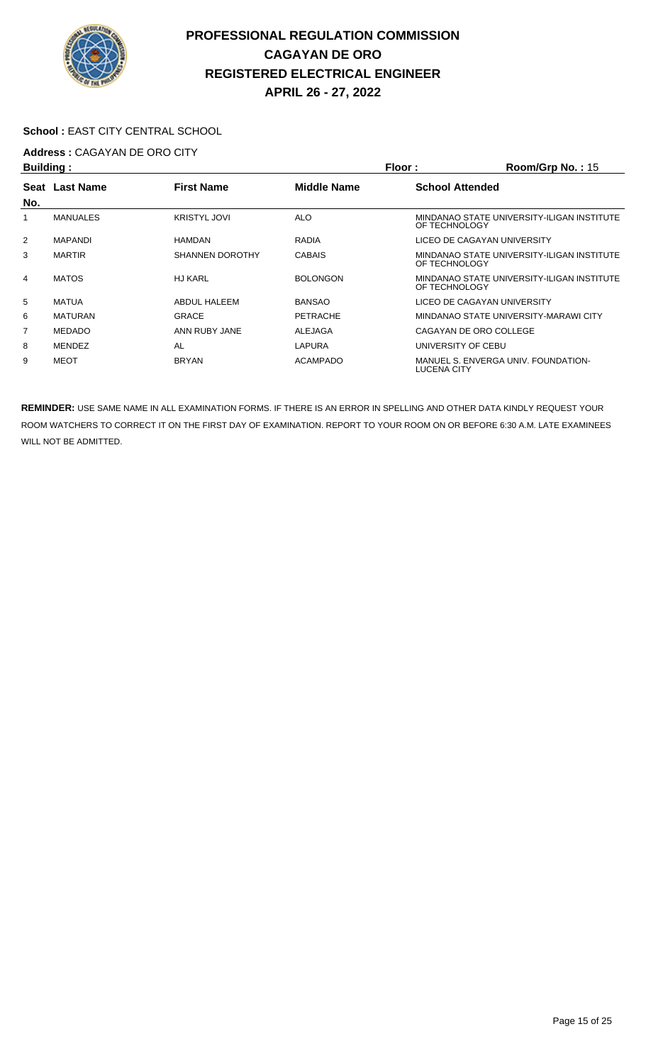# PROFESSIONAL REGULATION COMMISSION
## CAGAYAN DE ORO
## REGISTERED ELECTRICAL ENGINEER
## APRIL 26 - 27, 2022

**School :** EAST CITY CENTRAL SCHOOL

**Address :** CAGAYAN DE ORO CITY

**Building :** **Floor :** **Room/Grp No. :** 15

| Seat No. | Last Name | First Name | Middle Name | School Attended |
|---|---|---|---|---|
| 1 | MANUALES | KRISTYL JOVI | ALO | MINDANAO STATE UNIVERSITY-ILIGAN INSTITUTE OF TECHNOLOGY |
| 2 | MAPANDI | HAMDAN | RADIA | LICEO DE CAGAYAN UNIVERSITY |
| 3 | MARTIR | SHANNEN DOROTHY | CABAIS | MINDANAO STATE UNIVERSITY-ILIGAN INSTITUTE OF TECHNOLOGY |
| 4 | MATOS | HJ KARL | BOLONGON | MINDANAO STATE UNIVERSITY-ILIGAN INSTITUTE OF TECHNOLOGY |
| 5 | MATUA | ABDUL HALEEM | BANSAO | LICEO DE CAGAYAN UNIVERSITY |
| 6 | MATURAN | GRACE | PETRACHE | MINDANAO STATE UNIVERSITY-MARAWI CITY |
| 7 | MEDADO | ANN RUBY JANE | ALEJAGA | CAGAYAN DE ORO COLLEGE |
| 8 | MENDEZ | AL | LAPURA | UNIVERSITY OF CEBU |
| 9 | MEOT | BRYAN | ACAMPADO | MANUEL S. ENVERGA UNIV. FOUNDATION-LUCENA CITY |

**REMINDER:** USE SAME NAME IN ALL EXAMINATION FORMS. IF THERE IS AN ERROR IN SPELLING AND OTHER DATA KINDLY REQUEST YOUR ROOM WATCHERS TO CORRECT IT ON THE FIRST DAY OF EXAMINATION. REPORT TO YOUR ROOM ON OR BEFORE 6:30 A.M. LATE EXAMINEES WILL NOT BE ADMITTED.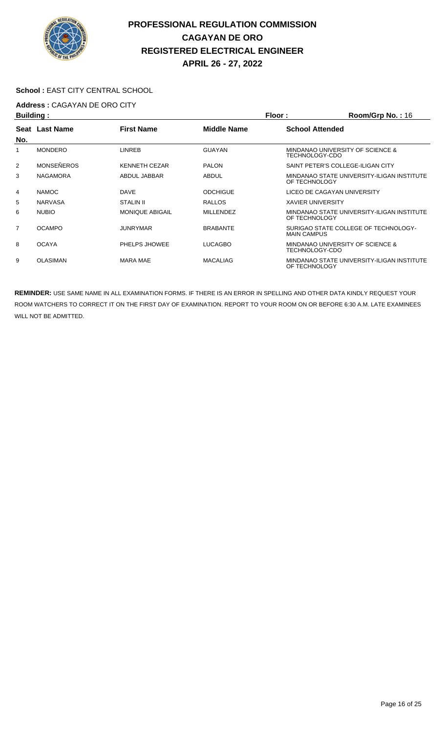# PROFESSIONAL REGULATION COMMISSION
# CAGAYAN DE ORO
# REGISTERED ELECTRICAL ENGINEER
# APRIL 26 - 27, 2022

**School :** EAST CITY CENTRAL SCHOOL

**Address :** CAGAYAN DE ORO CITY

**Building :** **Floor :** **Room/Grp No. :** 16

| Seat No. | Last Name | First Name | Middle Name | School Attended |
|---|---|---|---|---|
| 1 | MONDERO | LINREB | GUAYAN | MINDANAO UNIVERSITY OF SCIENCE & TECHNOLOGY-CDO |
| 2 | MONSEÑEROS | KENNETH CEZAR | PALON | SAINT PETER'S COLLEGE-ILIGAN CITY |
| 3 | NAGAMORA | ABDUL JABBAR | ABDUL | MINDANAO STATE UNIVERSITY-ILIGAN INSTITUTE OF TECHNOLOGY |
| 4 | NAMOC | DAVE | ODCHIGUE | LICEO DE CAGAYAN UNIVERSITY |
| 5 | NARVASA | STALIN II | RALLOS | XAVIER UNIVERSITY |
| 6 | NUBIO | MONIQUE ABIGAIL | MILLENDEZ | MINDANAO STATE UNIVERSITY-ILIGAN INSTITUTE OF TECHNOLOGY |
| 7 | OCAMPO | JUNRYMAR | BRABANTE | SURIGAO STATE COLLEGE OF TECHNOLOGY-MAIN CAMPUS |
| 8 | OCAYA | PHELPS JHOWEE | LUCAGBO | MINDANAO UNIVERSITY OF SCIENCE & TECHNOLOGY-CDO |
| 9 | OLASIMAN | MARA MAE | MACALIAG | MINDANAO STATE UNIVERSITY-ILIGAN INSTITUTE OF TECHNOLOGY |

**REMINDER:** USE SAME NAME IN ALL EXAMINATION FORMS. IF THERE IS AN ERROR IN SPELLING AND OTHER DATA KINDLY REQUEST YOUR ROOM WATCHERS TO CORRECT IT ON THE FIRST DAY OF EXAMINATION. REPORT TO YOUR ROOM ON OR BEFORE 6:30 A.M. LATE EXAMINEES WILL NOT BE ADMITTED.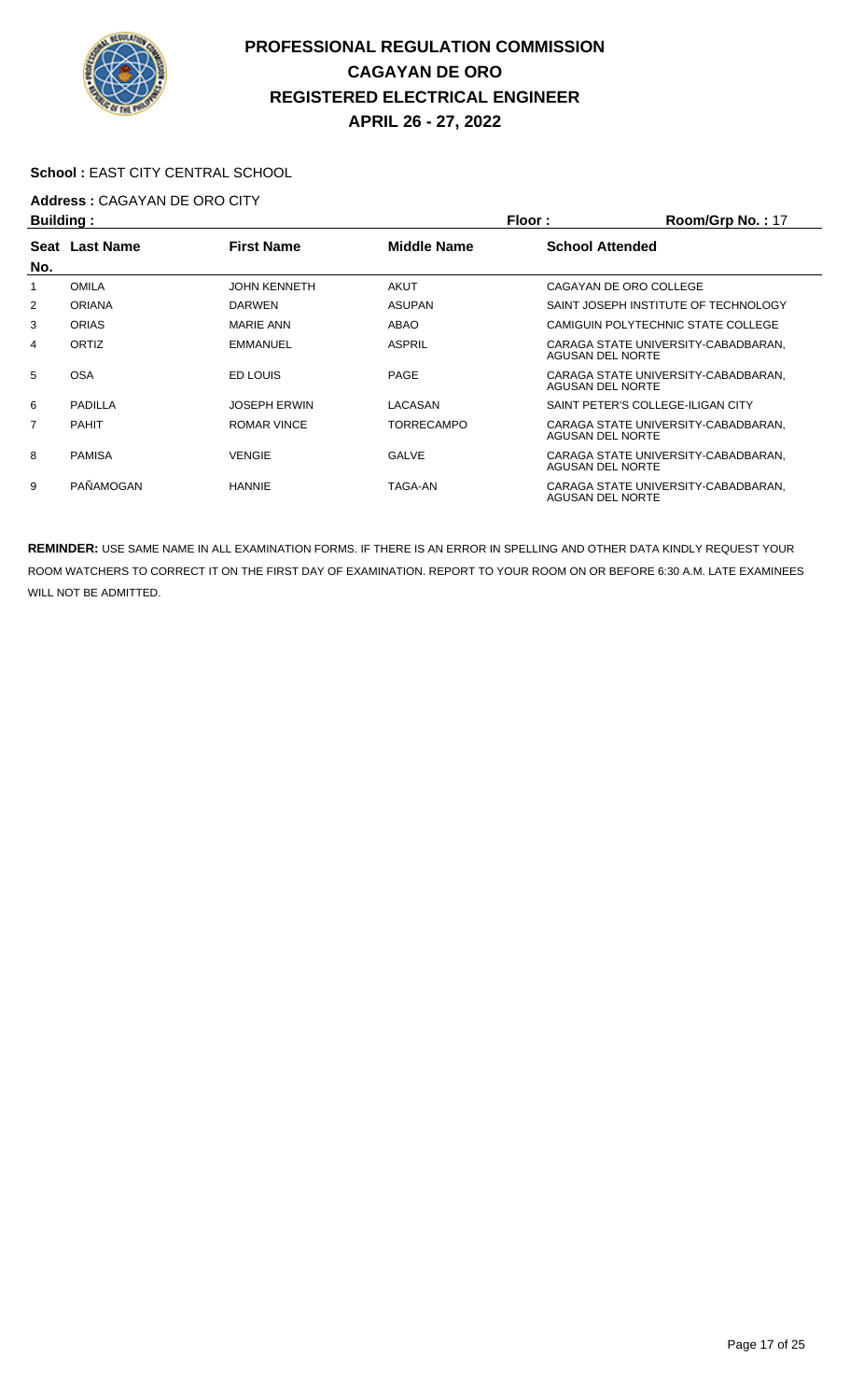# PROFESSIONAL REGULATION COMMISSION
# CAGAYAN DE ORO
# REGISTERED ELECTRICAL ENGINEER
# APRIL 26 - 27, 2022

**School :** EAST CITY CENTRAL SCHOOL

**Address :** CAGAYAN DE ORO CITY

**Building :** **Floor :** **Room/Grp No. :** 17

| Seat No. | Last Name | First Name | Middle Name | School Attended |
|---|---|---|---|---|
| 1 | OMILA | JOHN KENNETH | AKUT | CAGAYAN DE ORO COLLEGE |
| 2 | ORIANA | DARWEN | ASUPAN | SAINT JOSEPH INSTITUTE OF TECHNOLOGY |
| 3 | ORIAS | MARIE ANN | ABAO | CAMIGUIN POLYTECHNIC STATE COLLEGE |
| 4 | ORTIZ | EMMANUEL | ASPRIL | CARAGA STATE UNIVERSITY-CABADBARAN, AGUSAN DEL NORTE |
| 5 | OSA | ED LOUIS | PAGE | CARAGA STATE UNIVERSITY-CABADBARAN, AGUSAN DEL NORTE |
| 6 | PADILLA | JOSEPH ERWIN | LACASAN | SAINT PETER'S COLLEGE-ILIGAN CITY |
| 7 | PAHIT | ROMAR VINCE | TORRECAMPO | CARAGA STATE UNIVERSITY-CABADBARAN, AGUSAN DEL NORTE |
| 8 | PAMISA | VENGIE | GALVE | CARAGA STATE UNIVERSITY-CABADBARAN, AGUSAN DEL NORTE |
| 9 | PAÑAMOGAN | HANNIE | TAGA-AN | CARAGA STATE UNIVERSITY-CABADBARAN, AGUSAN DEL NORTE |

**REMINDER:** USE SAME NAME IN ALL EXAMINATION FORMS. IF THERE IS AN ERROR IN SPELLING AND OTHER DATA KINDLY REQUEST YOUR ROOM WATCHERS TO CORRECT IT ON THE FIRST DAY OF EXAMINATION. REPORT TO YOUR ROOM ON OR BEFORE 6:30 A.M. LATE EXAMINEES WILL NOT BE ADMITTED.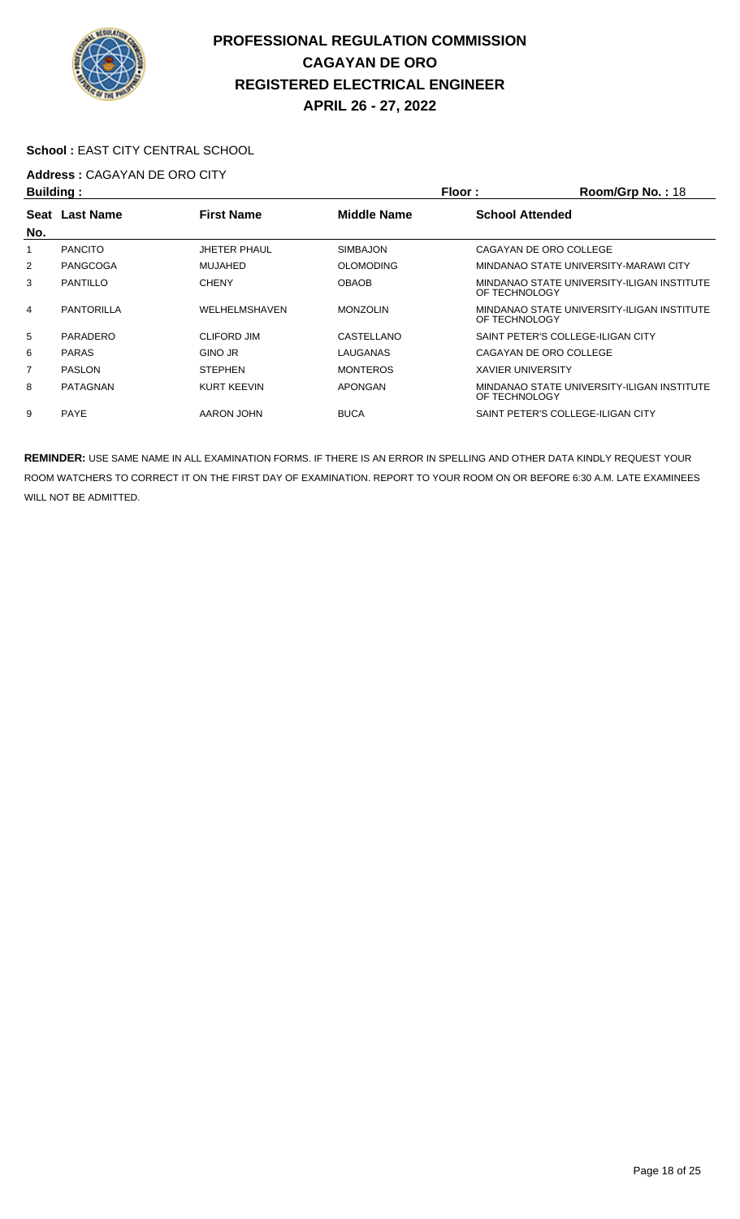# PROFESSIONAL REGULATION COMMISSION
# CAGAYAN DE ORO
# REGISTERED ELECTRICAL ENGINEER
# APRIL 26 - 27, 2022

**School :** EAST CITY CENTRAL SCHOOL

**Address :** CAGAYAN DE ORO CITY

**Building :** **Floor :** **Room/Grp No. :** 18

| Seat No. | Last Name | First Name | Middle Name | School Attended |
|---|---|---|---|---|
| 1 | PANCITO | JHETER PHAUL | SIMBAJON | CAGAYAN DE ORO COLLEGE |
| 2 | PANGCOGA | MUJAHED | OLOMODING | MINDANAO STATE UNIVERSITY-MARAWI CITY |
| 3 | PANTILLO | CHENY | OBAOB | MINDANAO STATE UNIVERSITY-ILIGAN INSTITUTE OF TECHNOLOGY |
| 4 | PANTORILLA | WELHELMSHAVEN | MONZOLIN | MINDANAO STATE UNIVERSITY-ILIGAN INSTITUTE OF TECHNOLOGY |
| 5 | PARADERO | CLIFORD JIM | CASTELLANO | SAINT PETER'S COLLEGE-ILIGAN CITY |
| 6 | PARAS | GINO JR | LAUGANAS | CAGAYAN DE ORO COLLEGE |
| 7 | PASLON | STEPHEN | MONTEROS | XAVIER UNIVERSITY |
| 8 | PATAGNAN | KURT KEEVIN | APONGAN | MINDANAO STATE UNIVERSITY-ILIGAN INSTITUTE OF TECHNOLOGY |
| 9 | PAYE | AARON JOHN | BUCA | SAINT PETER'S COLLEGE-ILIGAN CITY |

**REMINDER:** USE SAME NAME IN ALL EXAMINATION FORMS. IF THERE IS AN ERROR IN SPELLING AND OTHER DATA KINDLY REQUEST YOUR ROOM WATCHERS TO CORRECT IT ON THE FIRST DAY OF EXAMINATION. REPORT TO YOUR ROOM ON OR BEFORE 6:30 A.M. LATE EXAMINEES WILL NOT BE ADMITTED.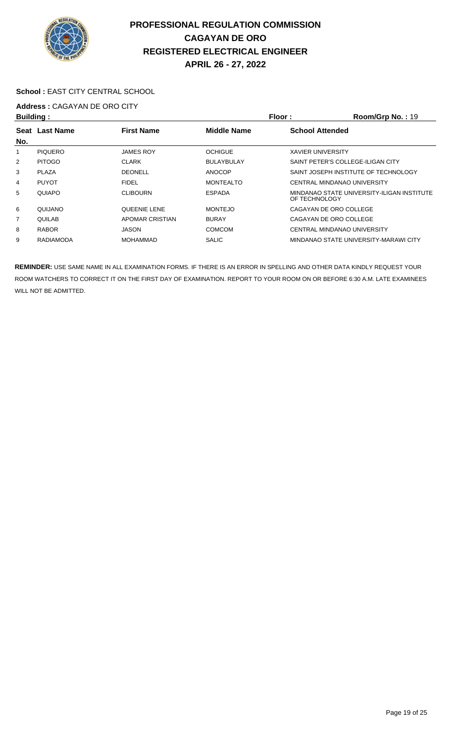# PROFESSIONAL REGULATION COMMISSION
# CAGAYAN DE ORO
# REGISTERED ELECTRICAL ENGINEER
# APRIL 26 - 27, 2022

**School :** EAST CITY CENTRAL SCHOOL

**Address :** CAGAYAN DE ORO CITY

**Building :** **Floor :** **Room/Grp No. :** 19

| Seat No. | Last Name | First Name | Middle Name | School Attended |
|---|---|---|---|---|
| 1 | PIQUERO | JAMES ROY | OCHIGUE | XAVIER UNIVERSITY |
| 2 | PITOGO | CLARK | BULAYBULAY | SAINT PETER'S COLLEGE-ILIGAN CITY |
| 3 | PLAZA | DEONELL | ANOCOP | SAINT JOSEPH INSTITUTE OF TECHNOLOGY |
| 4 | PUYOT | FIDEL | MONTEALTO | CENTRAL MINDANAO UNIVERSITY |
| 5 | QUIAPO | CLIBOURN | ESPADA | MINDANAO STATE UNIVERSITY-ILIGAN INSTITUTE OF TECHNOLOGY |
| 6 | QUIJANO | QUEENIE LENE | MONTEJO | CAGAYAN DE ORO COLLEGE |
| 7 | QUILAB | APOMAR CRISTIAN | BURAY | CAGAYAN DE ORO COLLEGE |
| 8 | RABOR | JASON | COMCOM | CENTRAL MINDANAO UNIVERSITY |
| 9 | RADIAMODA | MOHAMMAD | SALIC | MINDANAO STATE UNIVERSITY-MARAWI CITY |

**REMINDER:** USE SAME NAME IN ALL EXAMINATION FORMS. IF THERE IS AN ERROR IN SPELLING AND OTHER DATA KINDLY REQUEST YOUR ROOM WATCHERS TO CORRECT IT ON THE FIRST DAY OF EXAMINATION. REPORT TO YOUR ROOM ON OR BEFORE 6:30 A.M. LATE EXAMINEES WILL NOT BE ADMITTED.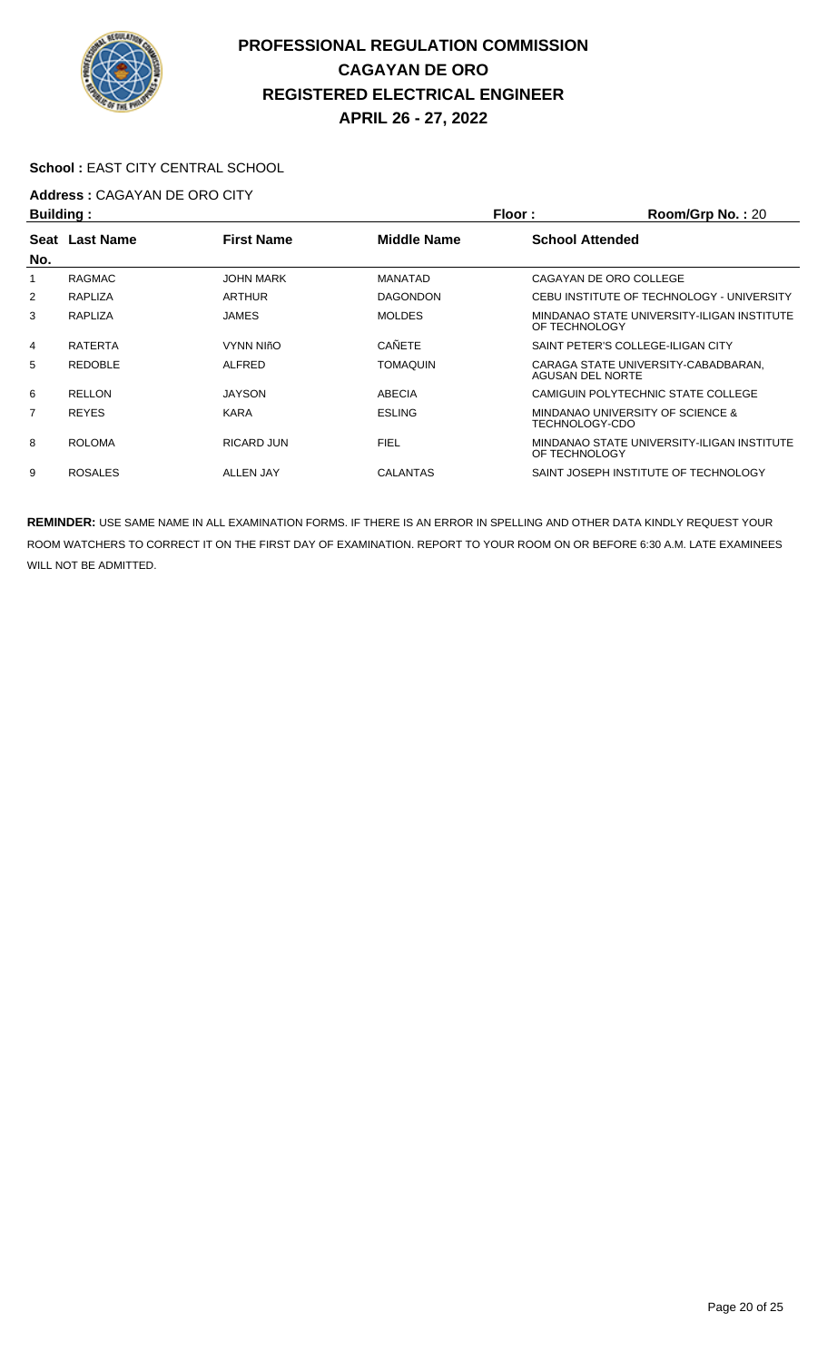# PROFESSIONAL REGULATION COMMISSION
# CAGAYAN DE ORO
# REGISTERED ELECTRICAL ENGINEER
# APRIL 26 - 27, 2022

**School :** EAST CITY CENTRAL SCHOOL

**Address :** CAGAYAN DE ORO CITY

**Building :** **Floor :** **Room/Grp No. :** 20

| Seat No. | Last Name | First Name | Middle Name | School Attended |
|---|---|---|---|---|
| 1 | RAGMAC | JOHN MARK | MANATAD | CAGAYAN DE ORO COLLEGE |
| 2 | RAPLIZA | ARTHUR | DAGONDON | CEBU INSTITUTE OF TECHNOLOGY - UNIVERSITY |
| 3 | RAPLIZA | JAMES | MOLDES | MINDANAO STATE UNIVERSITY-ILIGAN INSTITUTE OF TECHNOLOGY |
| 4 | RATERTA | VYNN NIñO | CAÑETE | SAINT PETER'S COLLEGE-ILIGAN CITY |
| 5 | REDOBLE | ALFRED | TOMAQUIN | CARAGA STATE UNIVERSITY-CABADBARAN, AGUSAN DEL NORTE |
| 6 | RELLON | JAYSON | ABECIA | CAMIGUIN POLYTECHNIC STATE COLLEGE |
| 7 | REYES | KARA | ESLING | MINDANAO UNIVERSITY OF SCIENCE & TECHNOLOGY-CDO |
| 8 | ROLOMA | RICARD JUN | FIEL | MINDANAO STATE UNIVERSITY-ILIGAN INSTITUTE OF TECHNOLOGY |
| 9 | ROSALES | ALLEN JAY | CALANTAS | SAINT JOSEPH INSTITUTE OF TECHNOLOGY |

**REMINDER:** USE SAME NAME IN ALL EXAMINATION FORMS. IF THERE IS AN ERROR IN SPELLING AND OTHER DATA KINDLY REQUEST YOUR ROOM WATCHERS TO CORRECT IT ON THE FIRST DAY OF EXAMINATION. REPORT TO YOUR ROOM ON OR BEFORE 6:30 A.M. LATE EXAMINEES WILL NOT BE ADMITTED.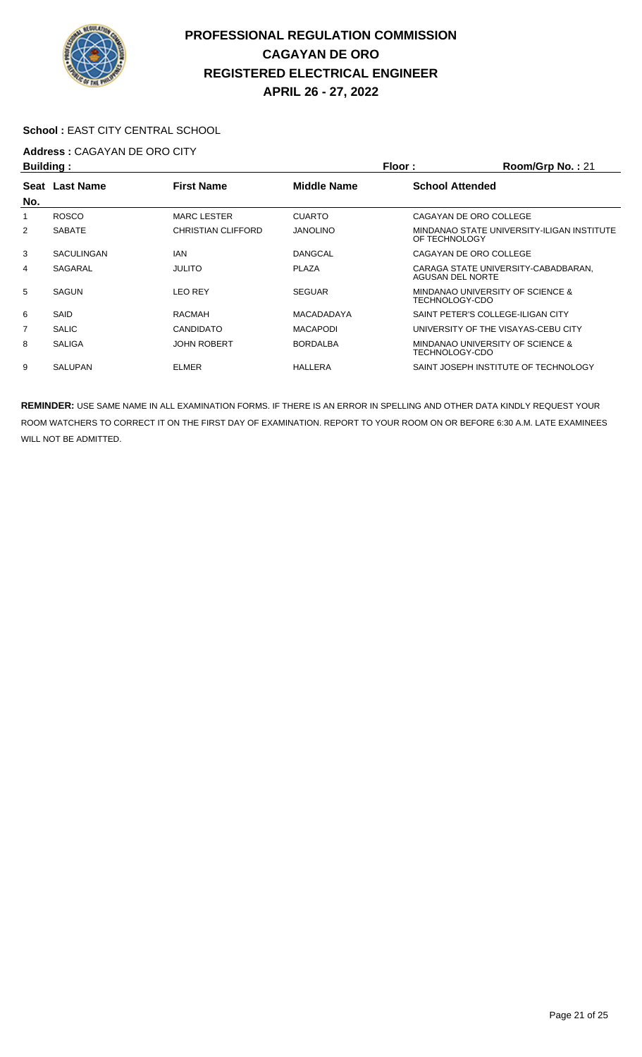# PROFESSIONAL REGULATION COMMISSION
# CAGAYAN DE ORO
# REGISTERED ELECTRICAL ENGINEER
# APRIL 26 - 27, 2022

**School :** EAST CITY CENTRAL SCHOOL

**Address :** CAGAYAN DE ORO CITY

**Building :** **Floor :** **Room/Grp No. :** 21

| Seat No. | Last Name | First Name | Middle Name | School Attended |
|---|---|---|---|---|
| 1 | ROSCO | MARC LESTER | CUARTO | CAGAYAN DE ORO COLLEGE |
| 2 | SABATE | CHRISTIAN CLIFFORD | JANOLINO | MINDANAO STATE UNIVERSITY-ILIGAN INSTITUTE OF TECHNOLOGY |
| 3 | SACULINGAN | IAN | DANGCAL | CAGAYAN DE ORO COLLEGE |
| 4 | SAGARAL | JULITO | PLAZA | CARAGA STATE UNIVERSITY-CABADBARAN, AGUSAN DEL NORTE |
| 5 | SAGUN | LEO REY | SEGUAR | MINDANAO UNIVERSITY OF SCIENCE & TECHNOLOGY-CDO |
| 6 | SAID | RACMAH | MACADADAYA | SAINT PETER'S COLLEGE-ILIGAN CITY |
| 7 | SALIC | CANDIDATO | MACAPODI | UNIVERSITY OF THE VISAYAS-CEBU CITY |
| 8 | SALIGA | JOHN ROBERT | BORDALBA | MINDANAO UNIVERSITY OF SCIENCE & TECHNOLOGY-CDO |
| 9 | SALUPAN | ELMER | HALLERA | SAINT JOSEPH INSTITUTE OF TECHNOLOGY |

**REMINDER:** USE SAME NAME IN ALL EXAMINATION FORMS. IF THERE IS AN ERROR IN SPELLING AND OTHER DATA KINDLY REQUEST YOUR ROOM WATCHERS TO CORRECT IT ON THE FIRST DAY OF EXAMINATION. REPORT TO YOUR ROOM ON OR BEFORE 6:30 A.M. LATE EXAMINEES WILL NOT BE ADMITTED.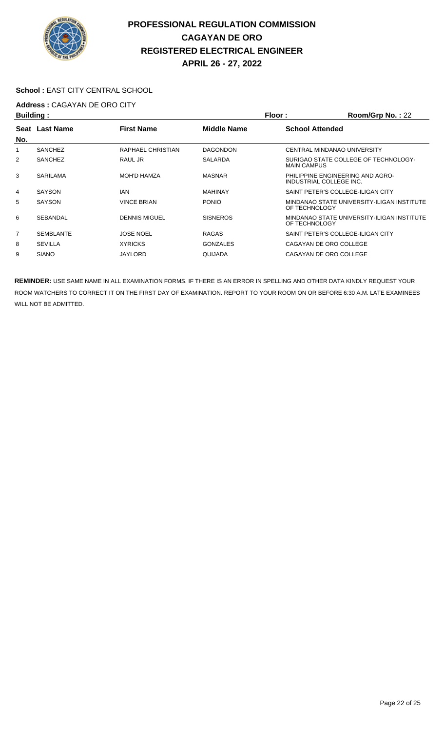# PROFESSIONAL REGULATION COMMISSION
# CAGAYAN DE ORO
# REGISTERED ELECTRICAL ENGINEER
# APRIL 26 - 27, 2022

**School :** EAST CITY CENTRAL SCHOOL

**Address :** CAGAYAN DE ORO CITY

**Building :** **Floor :** **Room/Grp No. :** 22

| Seat No. | Last Name | First Name | Middle Name | School Attended |
|---|---|---|---|---|
| 1 | SANCHEZ | RAPHAEL CHRISTIAN | DAGONDON | CENTRAL MINDANAO UNIVERSITY |
| 2 | SANCHEZ | RAUL JR | SALARDA | SURIGAO STATE COLLEGE OF TECHNOLOGY-MAIN CAMPUS |
| 3 | SARILAMA | MOH'D HAMZA | MASNAR | PHILIPPINE ENGINEERING AND AGRO-INDUSTRIAL COLLEGE INC. |
| 4 | SAYSON | IAN | MAHINAY | SAINT PETER'S COLLEGE-ILIGAN CITY |
| 5 | SAYSON | VINCE BRIAN | PONIO | MINDANAO STATE UNIVERSITY-ILIGAN INSTITUTE OF TECHNOLOGY |
| 6 | SEBANDAL | DENNIS MIGUEL | SISNEROS | MINDANAO STATE UNIVERSITY-ILIGAN INSTITUTE OF TECHNOLOGY |
| 7 | SEMBLANTE | JOSE NOEL | RAGAS | SAINT PETER'S COLLEGE-ILIGAN CITY |
| 8 | SEVILLA | XYRICKS | GONZALES | CAGAYAN DE ORO COLLEGE |
| 9 | SIANO | JAYLORD | QUIJADA | CAGAYAN DE ORO COLLEGE |

**REMINDER:** USE SAME NAME IN ALL EXAMINATION FORMS. IF THERE IS AN ERROR IN SPELLING AND OTHER DATA KINDLY REQUEST YOUR ROOM WATCHERS TO CORRECT IT ON THE FIRST DAY OF EXAMINATION. REPORT TO YOUR ROOM ON OR BEFORE 6:30 A.M. LATE EXAMINEES WILL NOT BE ADMITTED.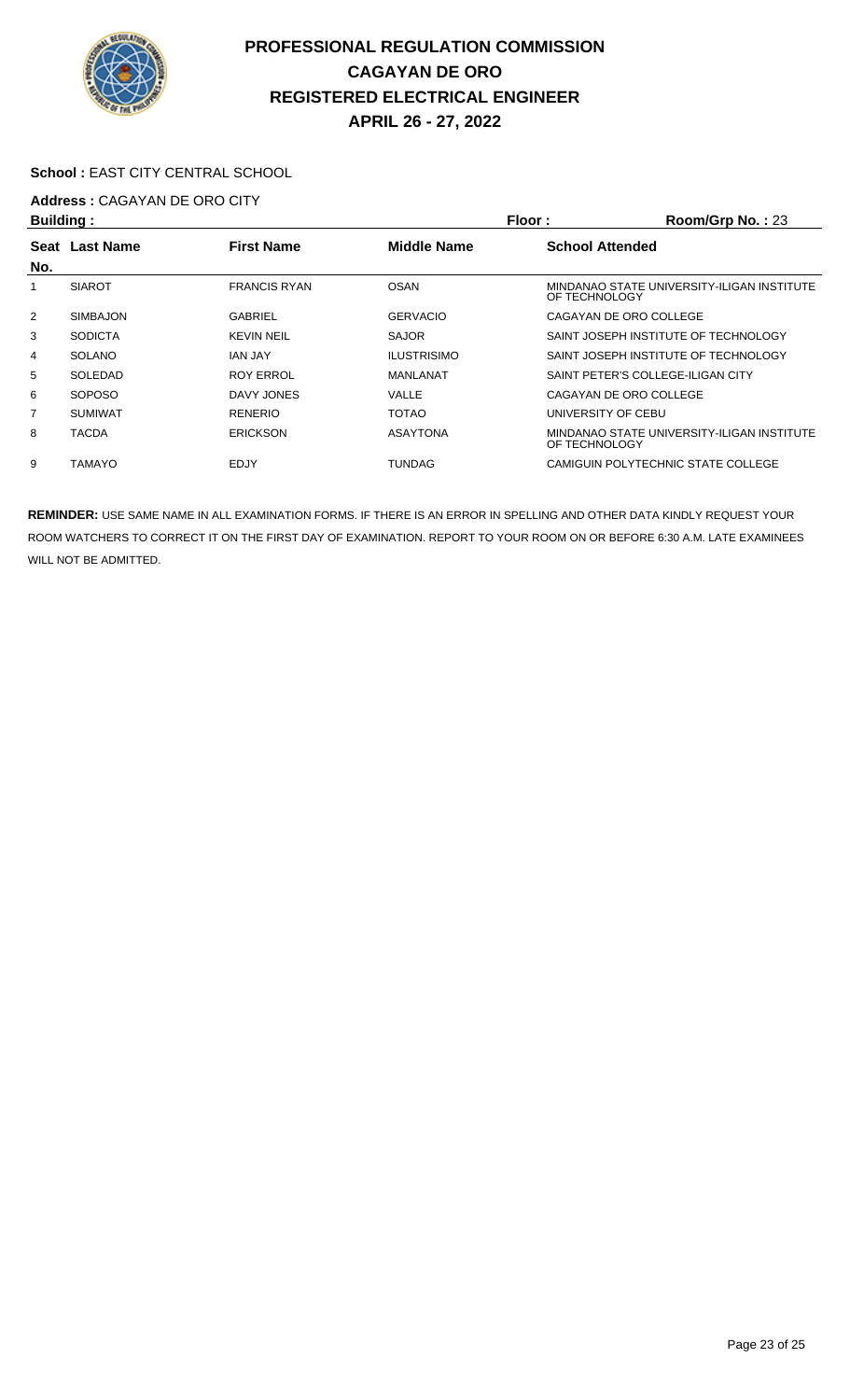# PROFESSIONAL REGULATION COMMISSION
# CAGAYAN DE ORO
# REGISTERED ELECTRICAL ENGINEER
# APRIL 26 - 27, 2022

**School :** EAST CITY CENTRAL SCHOOL

**Address :** CAGAYAN DE ORO CITY

**Building :** **Floor :** **Room/Grp No. :** 23

| Seat No. | Last Name | First Name | Middle Name | School Attended |
|---|---|---|---|---|
| 1 | SIAROT | FRANCIS RYAN | OSAN | MINDANAO STATE UNIVERSITY-ILIGAN INSTITUTE OF TECHNOLOGY |
| 2 | SIMBAJON | GABRIEL | GERVACIO | CAGAYAN DE ORO COLLEGE |
| 3 | SODICTA | KEVIN NEIL | SAJOR | SAINT JOSEPH INSTITUTE OF TECHNOLOGY |
| 4 | SOLANO | IAN JAY | ILUSTRISIMO | SAINT JOSEPH INSTITUTE OF TECHNOLOGY |
| 5 | SOLEDAD | ROY ERROL | MANLANAT | SAINT PETER'S COLLEGE-ILIGAN CITY |
| 6 | SOPOSO | DAVY JONES | VALLE | CAGAYAN DE ORO COLLEGE |
| 7 | SUMIWAT | RENERIO | TOTAO | UNIVERSITY OF CEBU |
| 8 | TACDA | ERICKSON | ASAYTONA | MINDANAO STATE UNIVERSITY-ILIGAN INSTITUTE OF TECHNOLOGY |
| 9 | TAMAYO | EDJY | TUNDAG | CAMIGUIN POLYTECHNIC STATE COLLEGE |

**REMINDER:** USE SAME NAME IN ALL EXAMINATION FORMS. IF THERE IS AN ERROR IN SPELLING AND OTHER DATA KINDLY REQUEST YOUR ROOM WATCHERS TO CORRECT IT ON THE FIRST DAY OF EXAMINATION. REPORT TO YOUR ROOM ON OR BEFORE 6:30 A.M. LATE EXAMINEES WILL NOT BE ADMITTED.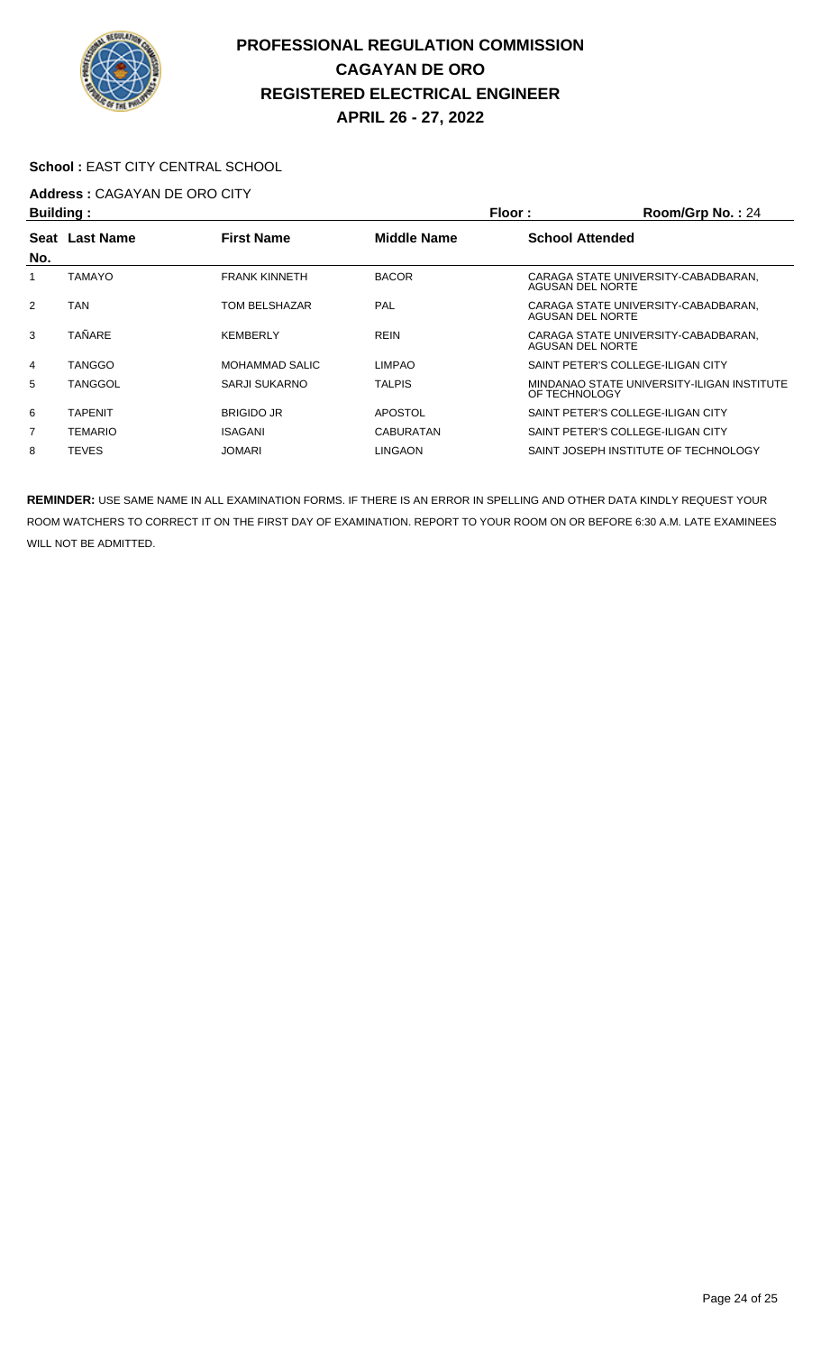# PROFESSIONAL REGULATION COMMISSION
## CAGAYAN DE ORO
## REGISTERED ELECTRICAL ENGINEER
## APRIL 26 - 27, 2022

**School :** EAST CITY CENTRAL SCHOOL

**Address :** CAGAYAN DE ORO CITY

**Building :** **Floor :** **Room/Grp No. :** 24

| Seat No. | Last Name | First Name | Middle Name | School Attended |
|---|---|---|---|---|
| 1 | TAMAYO | FRANK KINNETH | BACOR | CARAGA STATE UNIVERSITY-CABADBARAN, AGUSAN DEL NORTE |
| 2 | TAN | TOM BELSHAZAR | PAL | CARAGA STATE UNIVERSITY-CABADBARAN, AGUSAN DEL NORTE |
| 3 | TAÑARE | KEMBERLY | REIN | CARAGA STATE UNIVERSITY-CABADBARAN, AGUSAN DEL NORTE |
| 4 | TANGGO | MOHAMMAD SALIC | LIMPAO | SAINT PETER'S COLLEGE-ILIGAN CITY |
| 5 | TANGGOL | SARJI SUKARNO | TALPIS | MINDANAO STATE UNIVERSITY-ILIGAN INSTITUTE OF TECHNOLOGY |
| 6 | TAPENIT | BRIGIDO JR | APOSTOL | SAINT PETER'S COLLEGE-ILIGAN CITY |
| 7 | TEMARIO | ISAGANI | CABURATAN | SAINT PETER'S COLLEGE-ILIGAN CITY |
| 8 | TEVES | JOMARI | LINGAON | SAINT JOSEPH INSTITUTE OF TECHNOLOGY |

**REMINDER:** USE SAME NAME IN ALL EXAMINATION FORMS. IF THERE IS AN ERROR IN SPELLING AND OTHER DATA KINDLY REQUEST YOUR ROOM WATCHERS TO CORRECT IT ON THE FIRST DAY OF EXAMINATION. REPORT TO YOUR ROOM ON OR BEFORE 6:30 A.M. LATE EXAMINEES WILL NOT BE ADMITTED.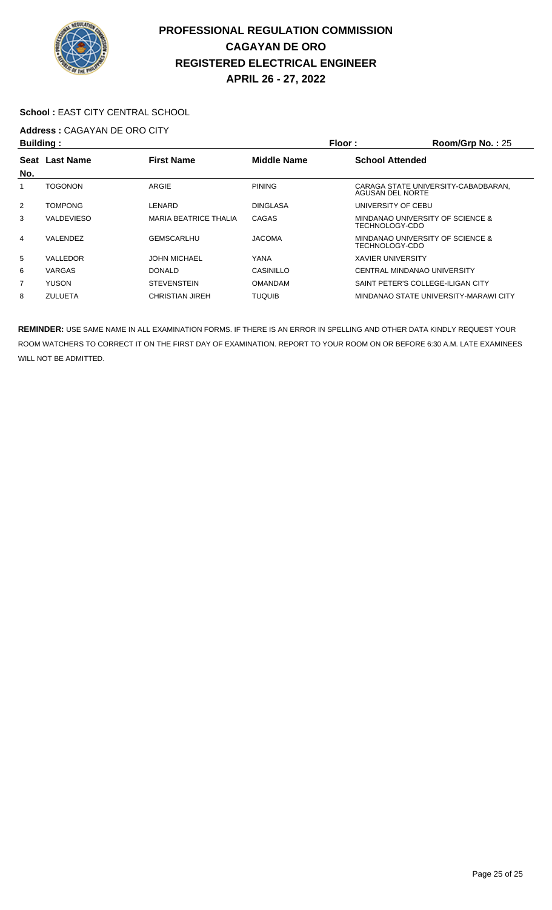# PROFESSIONAL REGULATION COMMISSION
# CAGAYAN DE ORO
# REGISTERED ELECTRICAL ENGINEER
# APRIL 26 - 27, 2022

**School :** EAST CITY CENTRAL SCHOOL

**Address :** CAGAYAN DE ORO CITY

**Building :** **Floor :** **Room/Grp No. :** 25

| Seat No. | Last Name | First Name | Middle Name | School Attended |
|---|---|---|---|---|
| 1 | TOGONON | ARGIE | PINING | CARAGA STATE UNIVERSITY-CABADBARAN, AGUSAN DEL NORTE |
| 2 | TOMPONG | LENARD | DINGLASA | UNIVERSITY OF CEBU |
| 3 | VALDEVIESO | MARIA BEATRICE THALIA | CAGAS | MINDANAO UNIVERSITY OF SCIENCE & TECHNOLOGY-CDO |
| 4 | VALENDEZ | GEMSCARLHU | JACOMA | MINDANAO UNIVERSITY OF SCIENCE & TECHNOLOGY-CDO |
| 5 | VALLEDOR | JOHN MICHAEL | YANA | XAVIER UNIVERSITY |
| 6 | VARGAS | DONALD | CASINILLO | CENTRAL MINDANAO UNIVERSITY |
| 7 | YUSON | STEVENSTEIN | OMANDAM | SAINT PETER'S COLLEGE-ILIGAN CITY |
| 8 | ZULUETA | CHRISTIAN JIREH | TUQUIB | MINDANAO STATE UNIVERSITY-MARAWI CITY |

**REMINDER:** USE SAME NAME IN ALL EXAMINATION FORMS. IF THERE IS AN ERROR IN SPELLING AND OTHER DATA KINDLY REQUEST YOUR ROOM WATCHERS TO CORRECT IT ON THE FIRST DAY OF EXAMINATION. REPORT TO YOUR ROOM ON OR BEFORE 6:30 A.M. LATE EXAMINEES WILL NOT BE ADMITTED.